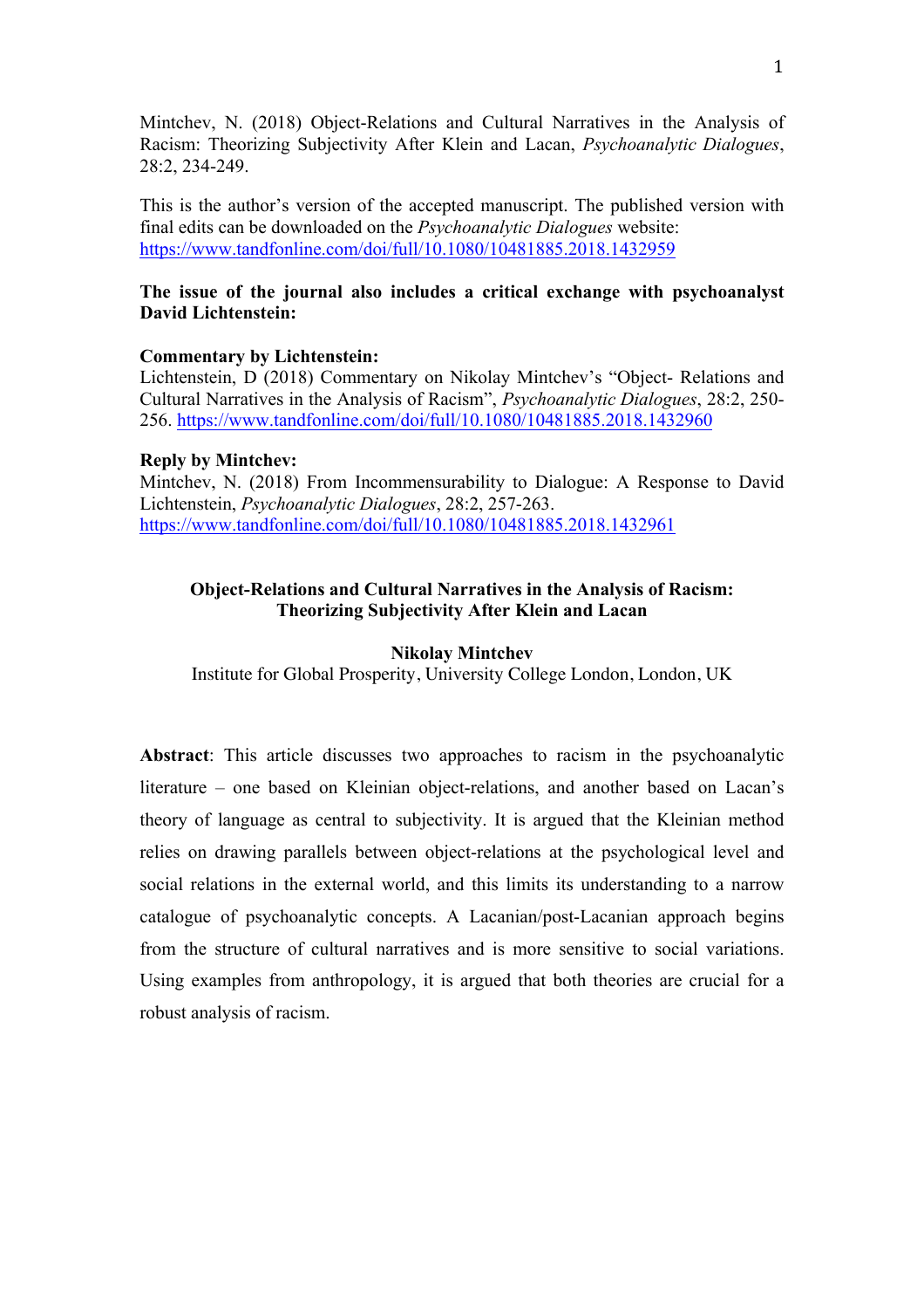Mintchev, N. (2018) Object-Relations and Cultural Narratives in the Analysis of Racism: Theorizing Subjectivity After Klein and Lacan, *Psychoanalytic Dialogues*, 28:2, 234-249.

This is the author's version of the accepted manuscript. The published version with final edits can be downloaded on the *Psychoanalytic Dialogues* website: https://www.tandfonline.com/doi/full/10.1080/10481885.2018.1432959

**The issue of the journal also includes a critical exchange with psychoanalyst David Lichtenstein:**

**Commentary by Lichtenstein:**
Lichtenstein, D (2018) Commentary on Nikolay Mintchev's "Object- Relations and Cultural Narratives in the Analysis of Racism", *Psychoanalytic Dialogues*, 28:2, 250-256. https://www.tandfonline.com/doi/full/10.1080/10481885.2018.1432960

**Reply by Mintchev:**
Mintchev, N. (2018) From Incommensurability to Dialogue: A Response to David Lichtenstein, *Psychoanalytic Dialogues*, 28:2, 257-263. https://www.tandfonline.com/doi/full/10.1080/10481885.2018.1432961

# Object-Relations and Cultural Narratives in the Analysis of Racism: Theorizing Subjectivity After Klein and Lacan

**Nikolay Mintchev**
Institute for Global Prosperity, University College London, London, UK

**Abstract**: This article discusses two approaches to racism in the psychoanalytic literature – one based on Kleinian object-relations, and another based on Lacan's theory of language as central to subjectivity. It is argued that the Kleinian method relies on drawing parallels between object-relations at the psychological level and social relations in the external world, and this limits its understanding to a narrow catalogue of psychoanalytic concepts. A Lacanian/post-Lacanian approach begins from the structure of cultural narratives and is more sensitive to social variations. Using examples from anthropology, it is argued that both theories are crucial for a robust analysis of racism.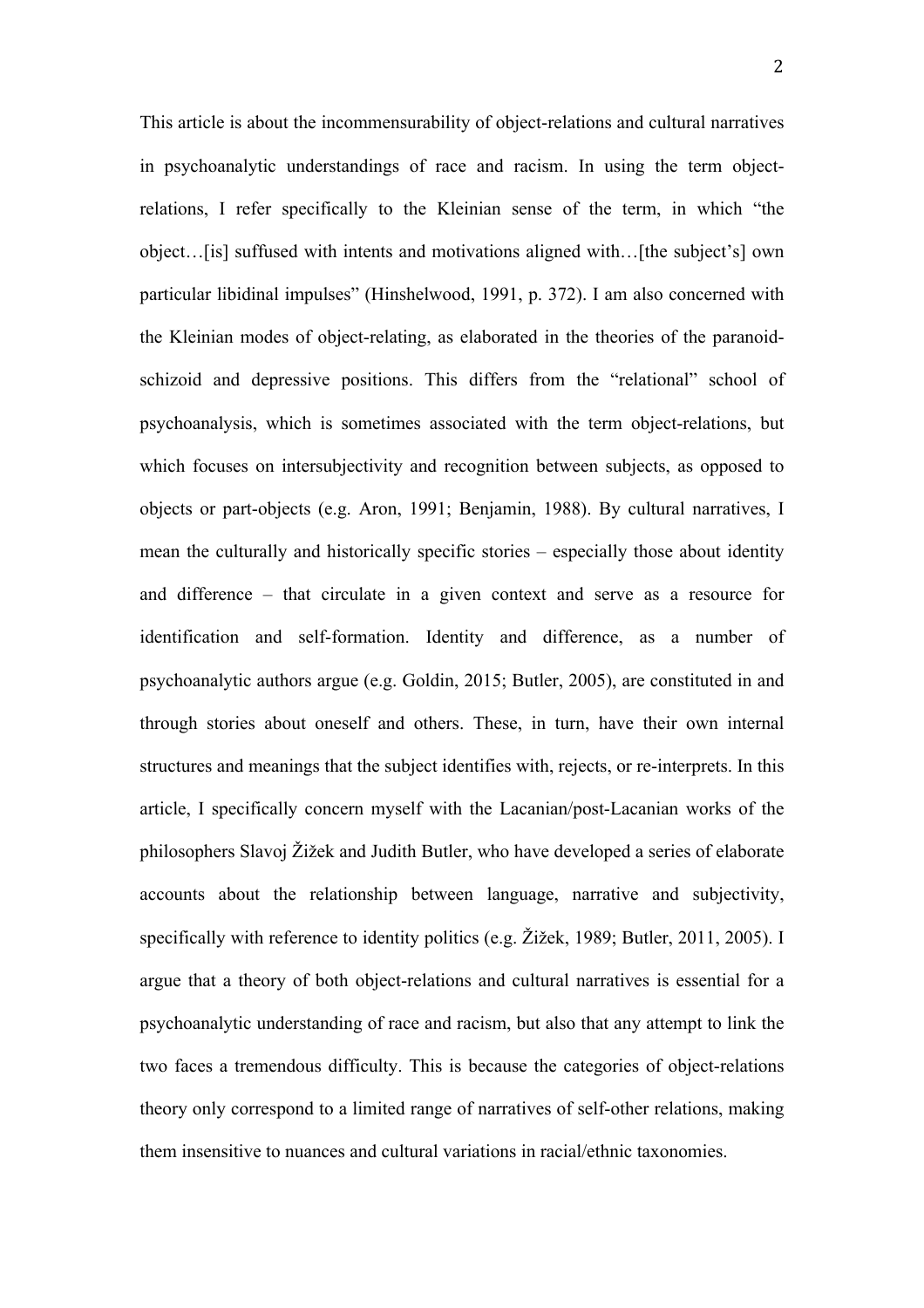This article is about the incommensurability of object-relations and cultural narratives in psychoanalytic understandings of race and racism. In using the term object-relations, I refer specifically to the Kleinian sense of the term, in which "the object…[is] suffused with intents and motivations aligned with…[the subject's] own particular libidinal impulses" (Hinshelwood, 1991, p. 372). I am also concerned with the Kleinian modes of object-relating, as elaborated in the theories of the paranoid-schizoid and depressive positions. This differs from the "relational" school of psychoanalysis, which is sometimes associated with the term object-relations, but which focuses on intersubjectivity and recognition between subjects, as opposed to objects or part-objects (e.g. Aron, 1991; Benjamin, 1988). By cultural narratives, I mean the culturally and historically specific stories – especially those about identity and difference – that circulate in a given context and serve as a resource for identification and self-formation. Identity and difference, as a number of psychoanalytic authors argue (e.g. Goldin, 2015; Butler, 2005), are constituted in and through stories about oneself and others. These, in turn, have their own internal structures and meanings that the subject identifies with, rejects, or re-interprets. In this article, I specifically concern myself with the Lacanian/post-Lacanian works of the philosophers Slavoj Žižek and Judith Butler, who have developed a series of elaborate accounts about the relationship between language, narrative and subjectivity, specifically with reference to identity politics (e.g. Žižek, 1989; Butler, 2011, 2005). I argue that a theory of both object-relations and cultural narratives is essential for a psychoanalytic understanding of race and racism, but also that any attempt to link the two faces a tremendous difficulty. This is because the categories of object-relations theory only correspond to a limited range of narratives of self-other relations, making them insensitive to nuances and cultural variations in racial/ethnic taxonomies.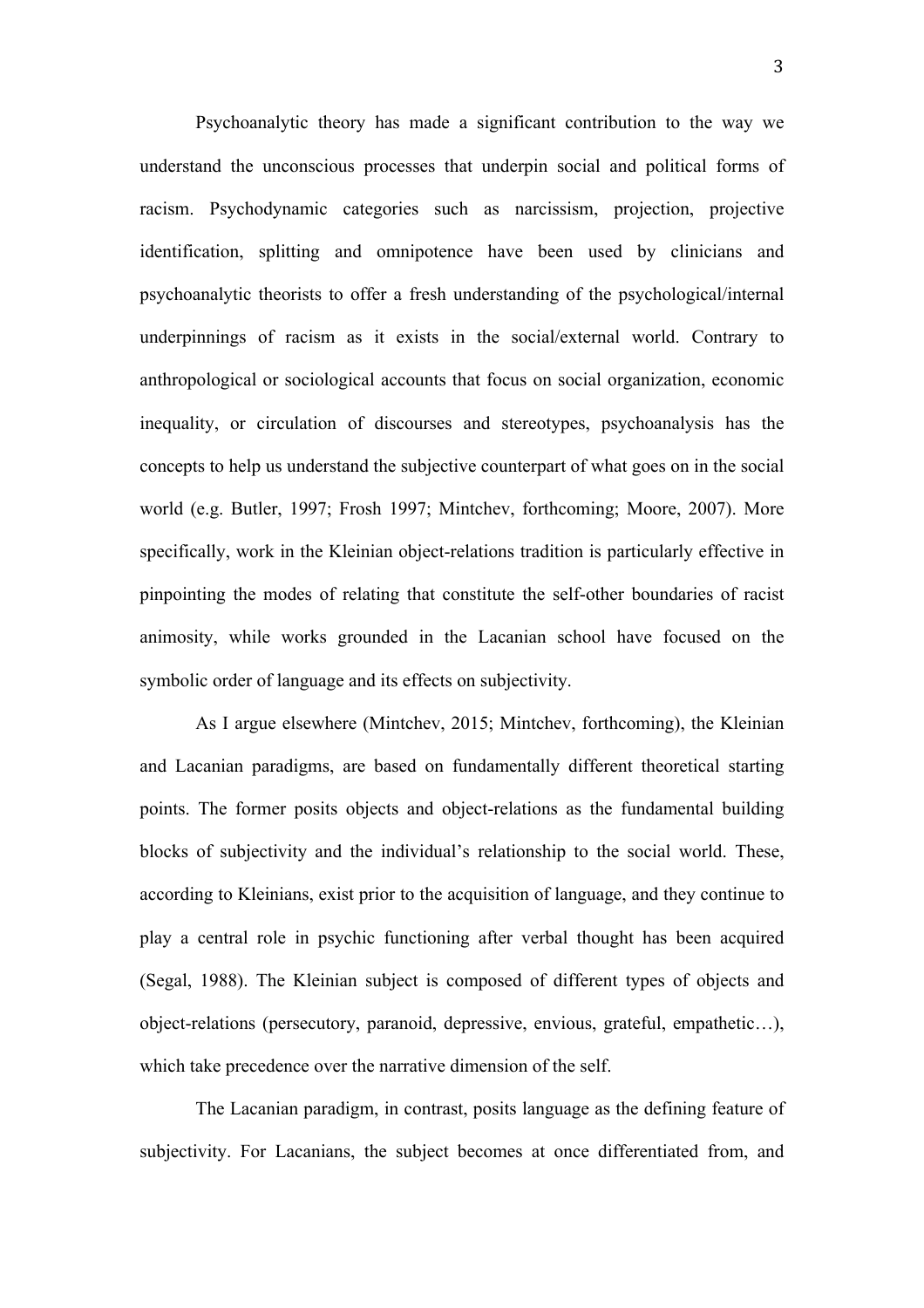Psychoanalytic theory has made a significant contribution to the way we understand the unconscious processes that underpin social and political forms of racism. Psychodynamic categories such as narcissism, projection, projective identification, splitting and omnipotence have been used by clinicians and psychoanalytic theorists to offer a fresh understanding of the psychological/internal underpinnings of racism as it exists in the social/external world. Contrary to anthropological or sociological accounts that focus on social organization, economic inequality, or circulation of discourses and stereotypes, psychoanalysis has the concepts to help us understand the subjective counterpart of what goes on in the social world (e.g. Butler, 1997; Frosh 1997; Mintchev, forthcoming; Moore, 2007). More specifically, work in the Kleinian object-relations tradition is particularly effective in pinpointing the modes of relating that constitute the self-other boundaries of racist animosity, while works grounded in the Lacanian school have focused on the symbolic order of language and its effects on subjectivity.

As I argue elsewhere (Mintchev, 2015; Mintchev, forthcoming), the Kleinian and Lacanian paradigms, are based on fundamentally different theoretical starting points. The former posits objects and object-relations as the fundamental building blocks of subjectivity and the individual's relationship to the social world. These, according to Kleinians, exist prior to the acquisition of language, and they continue to play a central role in psychic functioning after verbal thought has been acquired (Segal, 1988). The Kleinian subject is composed of different types of objects and object-relations (persecutory, paranoid, depressive, envious, grateful, empathetic…), which take precedence over the narrative dimension of the self.

The Lacanian paradigm, in contrast, posits language as the defining feature of subjectivity. For Lacanians, the subject becomes at once differentiated from, and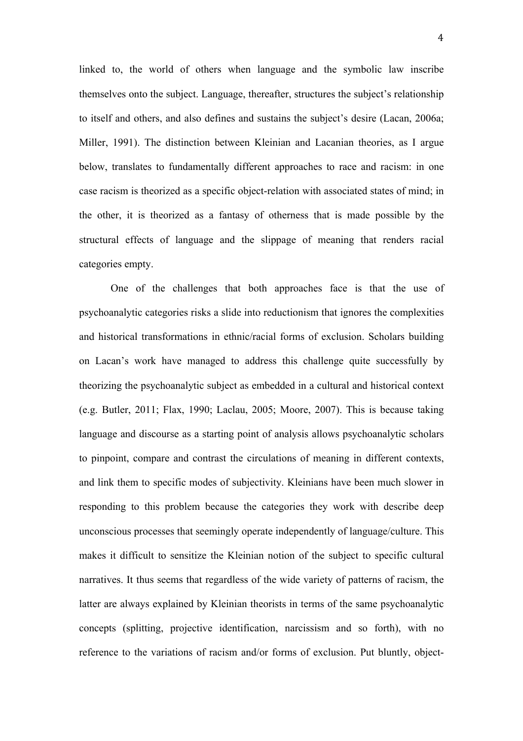linked to, the world of others when language and the symbolic law inscribe themselves onto the subject. Language, thereafter, structures the subject's relationship to itself and others, and also defines and sustains the subject's desire (Lacan, 2006a; Miller, 1991). The distinction between Kleinian and Lacanian theories, as I argue below, translates to fundamentally different approaches to race and racism: in one case racism is theorized as a specific object-relation with associated states of mind; in the other, it is theorized as a fantasy of otherness that is made possible by the structural effects of language and the slippage of meaning that renders racial categories empty.

One of the challenges that both approaches face is that the use of psychoanalytic categories risks a slide into reductionism that ignores the complexities and historical transformations in ethnic/racial forms of exclusion. Scholars building on Lacan's work have managed to address this challenge quite successfully by theorizing the psychoanalytic subject as embedded in a cultural and historical context (e.g. Butler, 2011; Flax, 1990; Laclau, 2005; Moore, 2007). This is because taking language and discourse as a starting point of analysis allows psychoanalytic scholars to pinpoint, compare and contrast the circulations of meaning in different contexts, and link them to specific modes of subjectivity. Kleinians have been much slower in responding to this problem because the categories they work with describe deep unconscious processes that seemingly operate independently of language/culture. This makes it difficult to sensitize the Kleinian notion of the subject to specific cultural narratives. It thus seems that regardless of the wide variety of patterns of racism, the latter are always explained by Kleinian theorists in terms of the same psychoanalytic concepts (splitting, projective identification, narcissism and so forth), with no reference to the variations of racism and/or forms of exclusion. Put bluntly, object-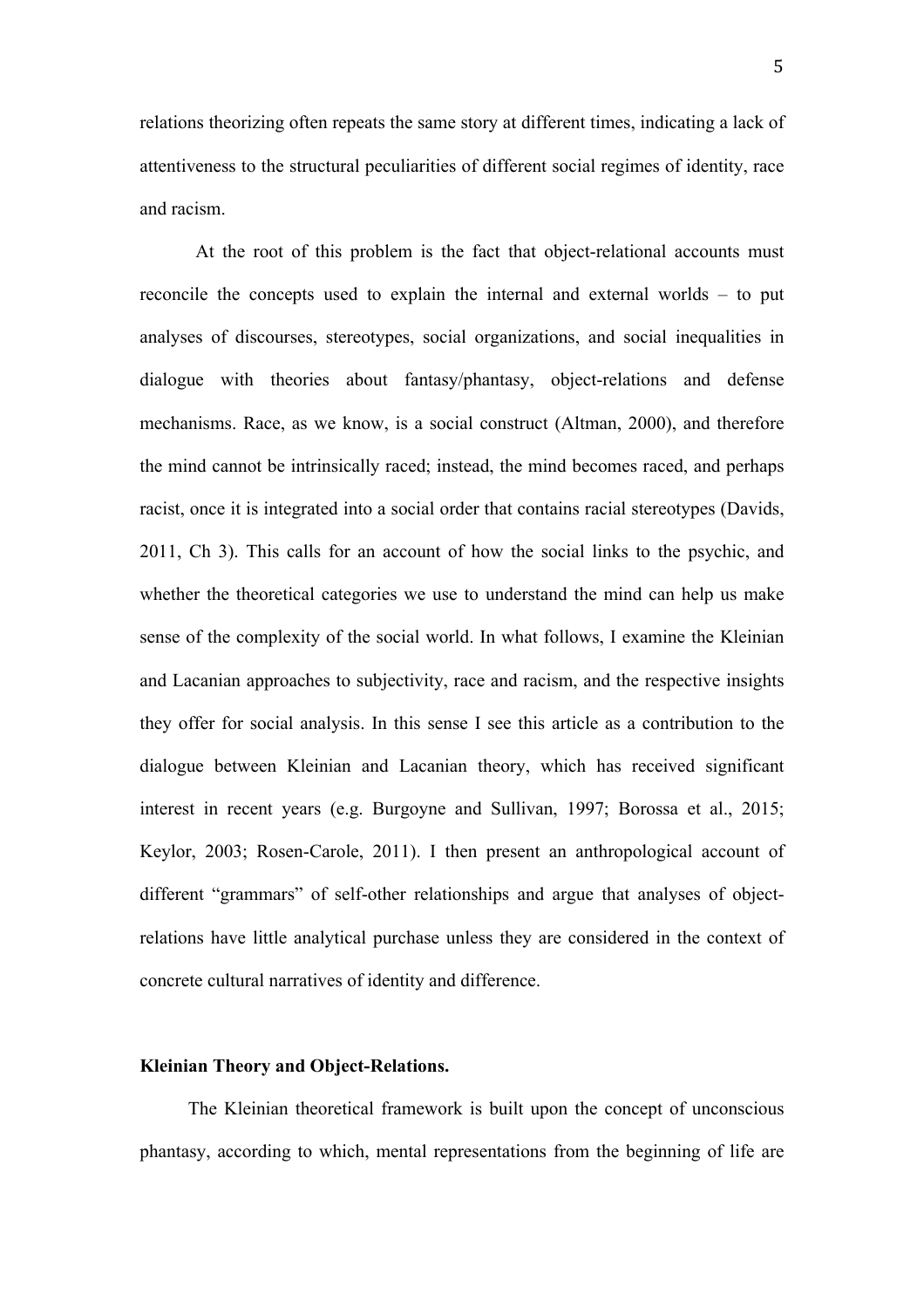relations theorizing often repeats the same story at different times, indicating a lack of attentiveness to the structural peculiarities of different social regimes of identity, race and racism.

At the root of this problem is the fact that object-relational accounts must reconcile the concepts used to explain the internal and external worlds – to put analyses of discourses, stereotypes, social organizations, and social inequalities in dialogue with theories about fantasy/phantasy, object-relations and defense mechanisms. Race, as we know, is a social construct (Altman, 2000), and therefore the mind cannot be intrinsically raced; instead, the mind becomes raced, and perhaps racist, once it is integrated into a social order that contains racial stereotypes (Davids, 2011, Ch 3). This calls for an account of how the social links to the psychic, and whether the theoretical categories we use to understand the mind can help us make sense of the complexity of the social world. In what follows, I examine the Kleinian and Lacanian approaches to subjectivity, race and racism, and the respective insights they offer for social analysis. In this sense I see this article as a contribution to the dialogue between Kleinian and Lacanian theory, which has received significant interest in recent years (e.g. Burgoyne and Sullivan, 1997; Borossa et al., 2015; Keylor, 2003; Rosen-Carole, 2011). I then present an anthropological account of different "grammars" of self-other relationships and argue that analyses of object-relations have little analytical purchase unless they are considered in the context of concrete cultural narratives of identity and difference.

## Kleinian Theory and Object-Relations.

The Kleinian theoretical framework is built upon the concept of unconscious phantasy, according to which, mental representations from the beginning of life are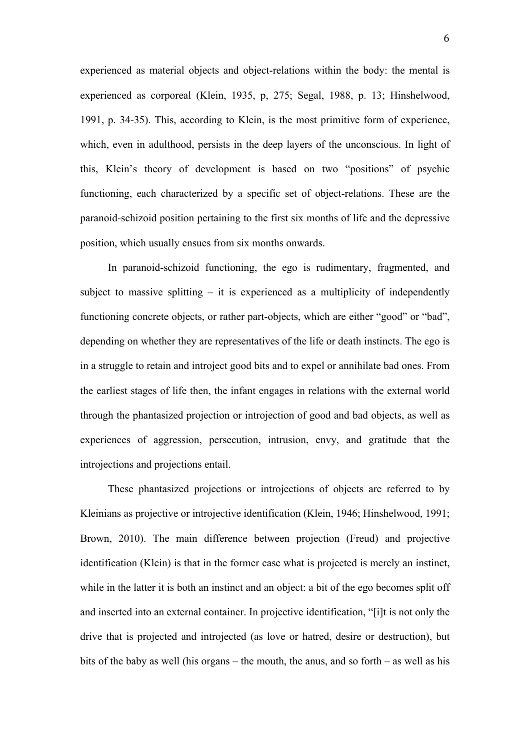experienced as material objects and object-relations within the body: the mental is experienced as corporeal (Klein, 1935, p, 275; Segal, 1988, p. 13; Hinshelwood, 1991, p. 34-35). This, according to Klein, is the most primitive form of experience, which, even in adulthood, persists in the deep layers of the unconscious. In light of this, Klein's theory of development is based on two "positions" of psychic functioning, each characterized by a specific set of object-relations. These are the paranoid-schizoid position pertaining to the first six months of life and the depressive position, which usually ensues from six months onwards.

In paranoid-schizoid functioning, the ego is rudimentary, fragmented, and subject to massive splitting – it is experienced as a multiplicity of independently functioning concrete objects, or rather part-objects, which are either "good" or "bad", depending on whether they are representatives of the life or death instincts. The ego is in a struggle to retain and introject good bits and to expel or annihilate bad ones. From the earliest stages of life then, the infant engages in relations with the external world through the phantasized projection or introjection of good and bad objects, as well as experiences of aggression, persecution, intrusion, envy, and gratitude that the introjections and projections entail.

These phantasized projections or introjections of objects are referred to by Kleinians as projective or introjective identification (Klein, 1946; Hinshelwood, 1991; Brown, 2010). The main difference between projection (Freud) and projective identification (Klein) is that in the former case what is projected is merely an instinct, while in the latter it is both an instinct and an object: a bit of the ego becomes split off and inserted into an external container. In projective identification, "[i]t is not only the drive that is projected and introjected (as love or hatred, desire or destruction), but bits of the baby as well (his organs – the mouth, the anus, and so forth – as well as his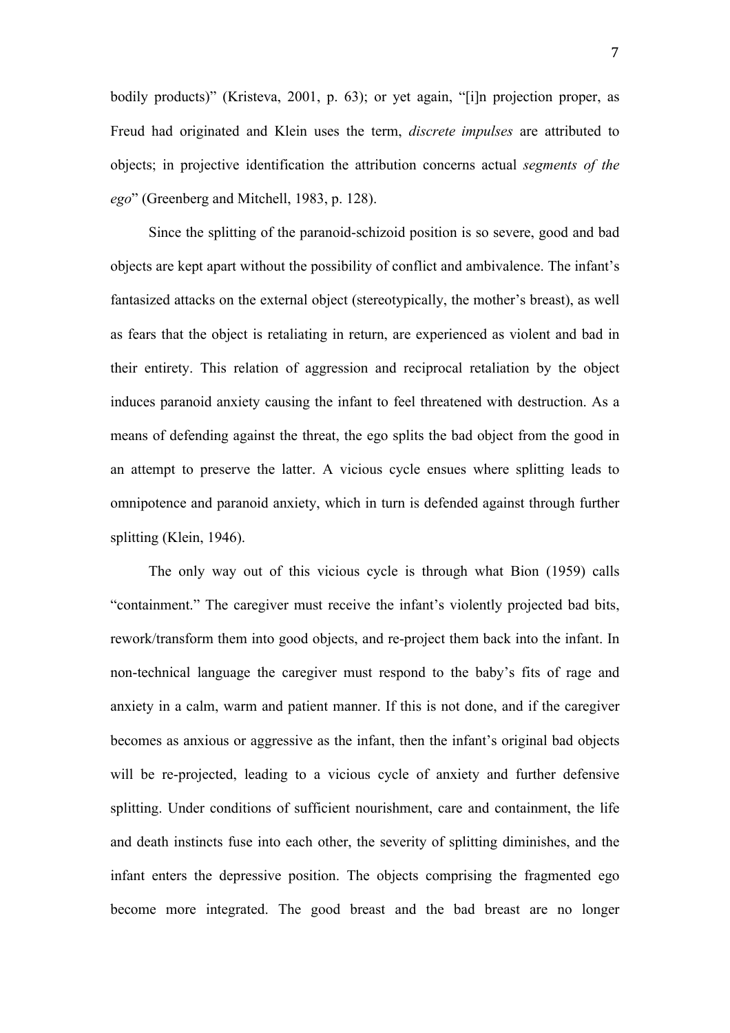bodily products)" (Kristeva, 2001, p. 63); or yet again, "[i]n projection proper, as Freud had originated and Klein uses the term, *discrete impulses* are attributed to objects; in projective identification the attribution concerns actual *segments of the ego*" (Greenberg and Mitchell, 1983, p. 128).

Since the splitting of the paranoid-schizoid position is so severe, good and bad objects are kept apart without the possibility of conflict and ambivalence. The infant's fantasized attacks on the external object (stereotypically, the mother's breast), as well as fears that the object is retaliating in return, are experienced as violent and bad in their entirety. This relation of aggression and reciprocal retaliation by the object induces paranoid anxiety causing the infant to feel threatened with destruction. As a means of defending against the threat, the ego splits the bad object from the good in an attempt to preserve the latter. A vicious cycle ensues where splitting leads to omnipotence and paranoid anxiety, which in turn is defended against through further splitting (Klein, 1946).

The only way out of this vicious cycle is through what Bion (1959) calls "containment." The caregiver must receive the infant's violently projected bad bits, rework/transform them into good objects, and re-project them back into the infant. In non-technical language the caregiver must respond to the baby's fits of rage and anxiety in a calm, warm and patient manner. If this is not done, and if the caregiver becomes as anxious or aggressive as the infant, then the infant's original bad objects will be re-projected, leading to a vicious cycle of anxiety and further defensive splitting. Under conditions of sufficient nourishment, care and containment, the life and death instincts fuse into each other, the severity of splitting diminishes, and the infant enters the depressive position. The objects comprising the fragmented ego become more integrated. The good breast and the bad breast are no longer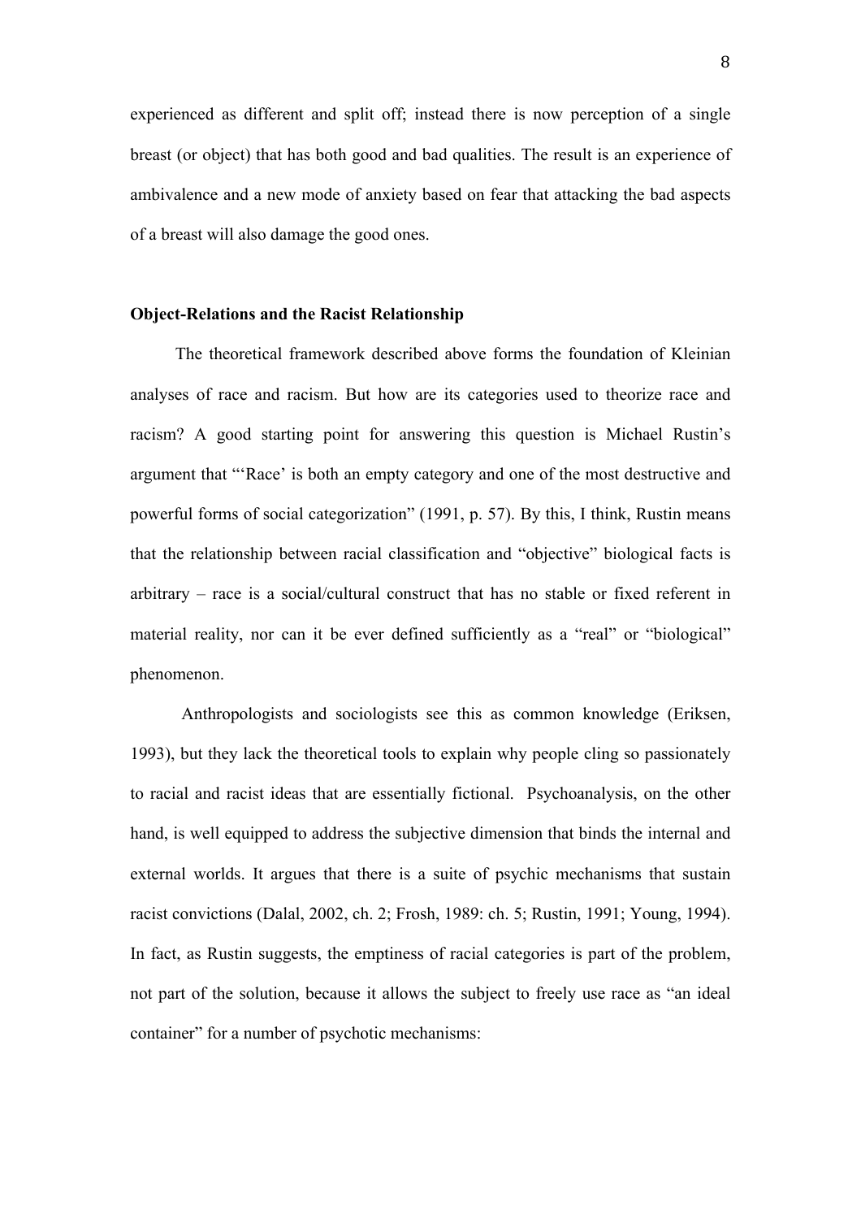experienced as different and split off; instead there is now perception of a single breast (or object) that has both good and bad qualities. The result is an experience of ambivalence and a new mode of anxiety based on fear that attacking the bad aspects of a breast will also damage the good ones.

**Object-Relations and the Racist Relationship**

The theoretical framework described above forms the foundation of Kleinian analyses of race and racism. But how are its categories used to theorize race and racism? A good starting point for answering this question is Michael Rustin's argument that "'Race' is both an empty category and one of the most destructive and powerful forms of social categorization" (1991, p. 57). By this, I think, Rustin means that the relationship between racial classification and "objective" biological facts is arbitrary – race is a social/cultural construct that has no stable or fixed referent in material reality, nor can it be ever defined sufficiently as a "real" or "biological" phenomenon.

Anthropologists and sociologists see this as common knowledge (Eriksen, 1993), but they lack the theoretical tools to explain why people cling so passionately to racial and racist ideas that are essentially fictional. Psychoanalysis, on the other hand, is well equipped to address the subjective dimension that binds the internal and external worlds. It argues that there is a suite of psychic mechanisms that sustain racist convictions (Dalal, 2002, ch. 2; Frosh, 1989: ch. 5; Rustin, 1991; Young, 1994). In fact, as Rustin suggests, the emptiness of racial categories is part of the problem, not part of the solution, because it allows the subject to freely use race as "an ideal container" for a number of psychotic mechanisms: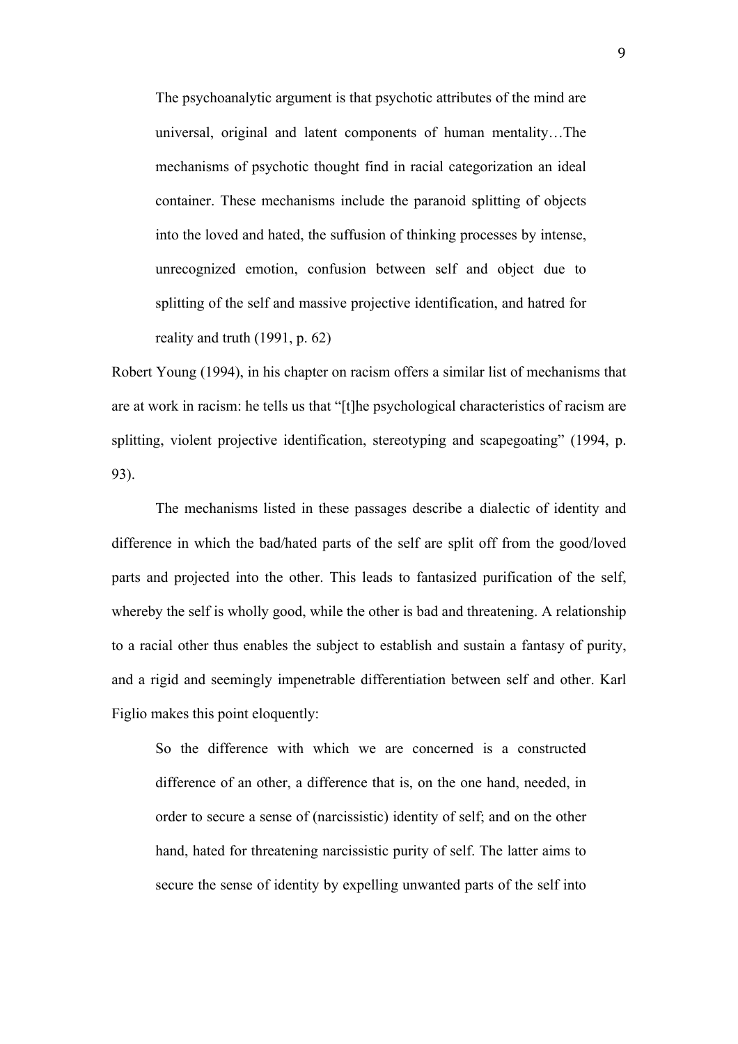> The psychoanalytic argument is that psychotic attributes of the mind are universal, original and latent components of human mentality…The mechanisms of psychotic thought find in racial categorization an ideal container. These mechanisms include the paranoid splitting of objects into the loved and hated, the suffusion of thinking processes by intense, unrecognized emotion, confusion between self and object due to splitting of the self and massive projective identification, and hatred for reality and truth (1991, p. 62)

Robert Young (1994), in his chapter on racism offers a similar list of mechanisms that are at work in racism: he tells us that "[t]he psychological characteristics of racism are splitting, violent projective identification, stereotyping and scapegoating" (1994, p. 93).

The mechanisms listed in these passages describe a dialectic of identity and difference in which the bad/hated parts of the self are split off from the good/loved parts and projected into the other. This leads to fantasized purification of the self, whereby the self is wholly good, while the other is bad and threatening. A relationship to a racial other thus enables the subject to establish and sustain a fantasy of purity, and a rigid and seemingly impenetrable differentiation between self and other. Karl Figlio makes this point eloquently:

> So the difference with which we are concerned is a constructed difference of an other, a difference that is, on the one hand, needed, in order to secure a sense of (narcissistic) identity of self; and on the other hand, hated for threatening narcissistic purity of self. The latter aims to secure the sense of identity by expelling unwanted parts of the self into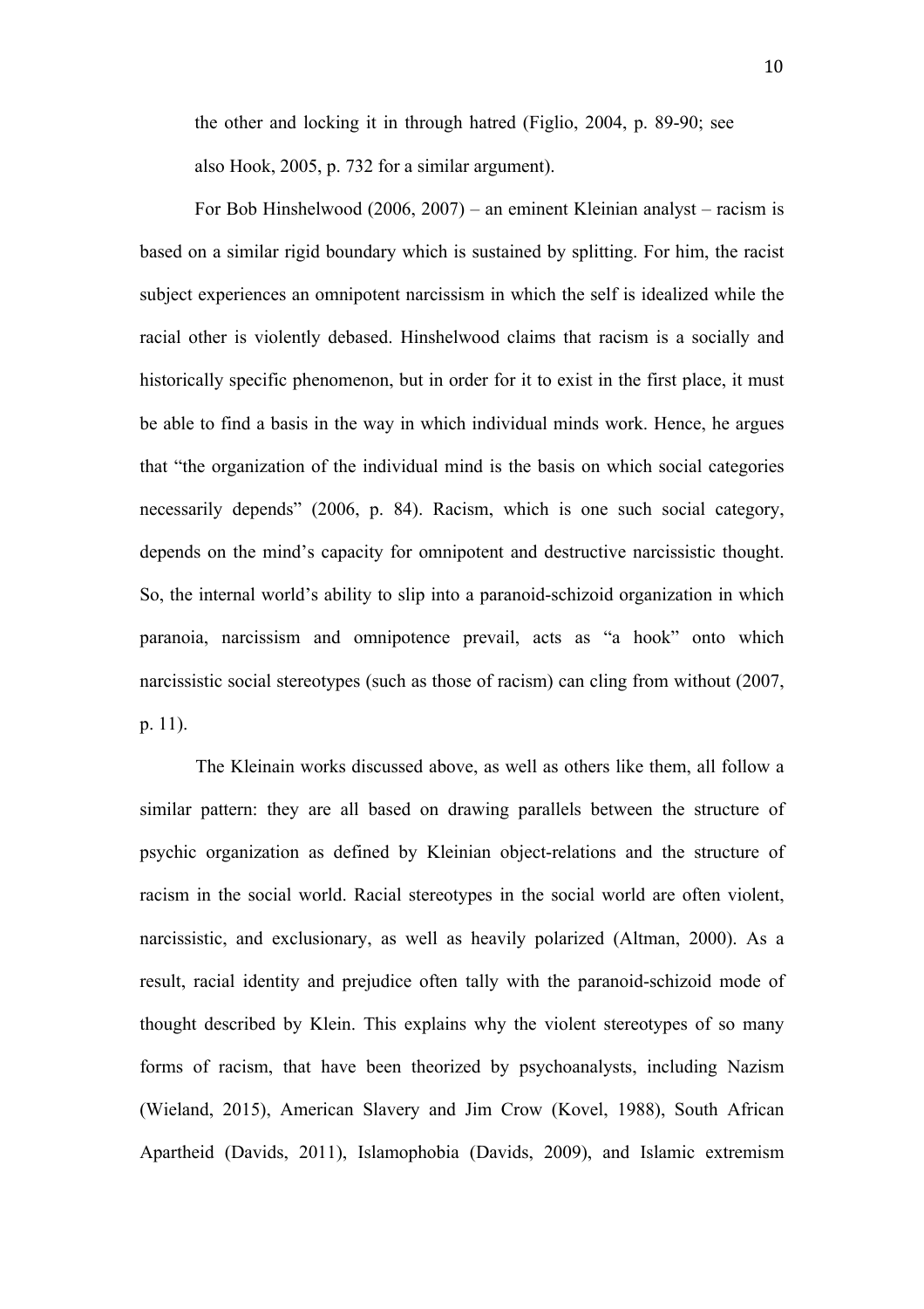the other and locking it in through hatred (Figlio, 2004, p. 89-90; see also Hook, 2005, p. 732 for a similar argument).

For Bob Hinshelwood (2006, 2007) – an eminent Kleinian analyst – racism is based on a similar rigid boundary which is sustained by splitting. For him, the racist subject experiences an omnipotent narcissism in which the self is idealized while the racial other is violently debased. Hinshelwood claims that racism is a socially and historically specific phenomenon, but in order for it to exist in the first place, it must be able to find a basis in the way in which individual minds work. Hence, he argues that "the organization of the individual mind is the basis on which social categories necessarily depends" (2006, p. 84). Racism, which is one such social category, depends on the mind's capacity for omnipotent and destructive narcissistic thought. So, the internal world's ability to slip into a paranoid-schizoid organization in which paranoia, narcissism and omnipotence prevail, acts as "a hook" onto which narcissistic social stereotypes (such as those of racism) can cling from without (2007, p. 11).

The Kleinain works discussed above, as well as others like them, all follow a similar pattern: they are all based on drawing parallels between the structure of psychic organization as defined by Kleinian object-relations and the structure of racism in the social world. Racial stereotypes in the social world are often violent, narcissistic, and exclusionary, as well as heavily polarized (Altman, 2000). As a result, racial identity and prejudice often tally with the paranoid-schizoid mode of thought described by Klein. This explains why the violent stereotypes of so many forms of racism, that have been theorized by psychoanalysts, including Nazism (Wieland, 2015), American Slavery and Jim Crow (Kovel, 1988), South African Apartheid (Davids, 2011), Islamophobia (Davids, 2009), and Islamic extremism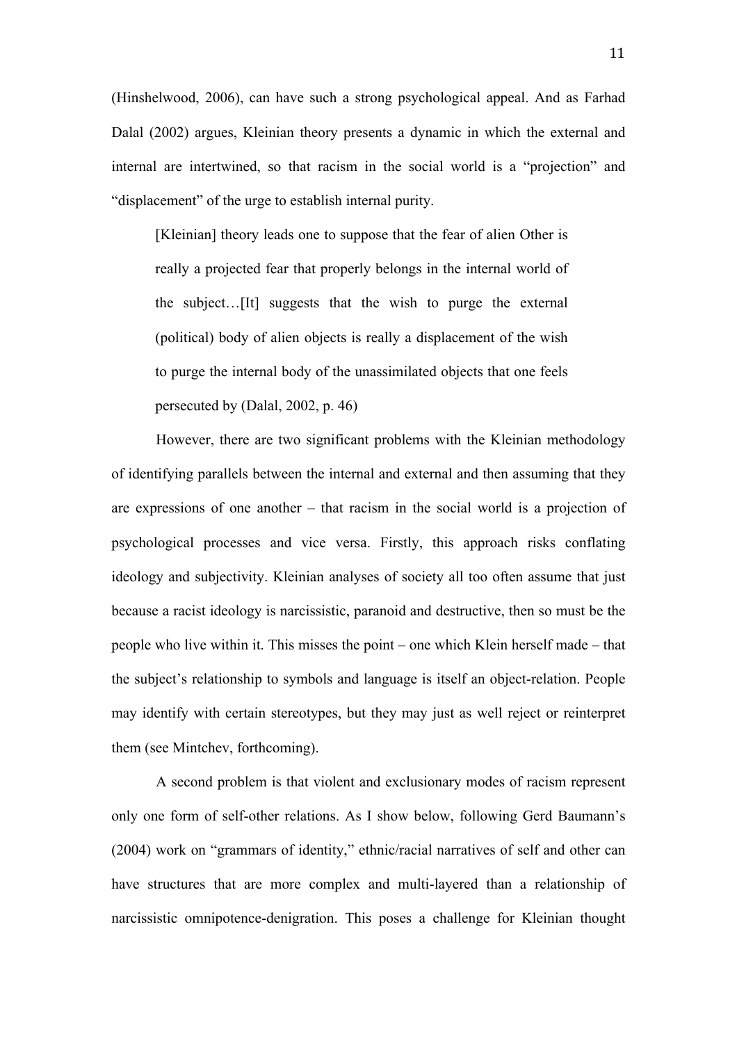(Hinshelwood, 2006), can have such a strong psychological appeal. And as Farhad Dalal (2002) argues, Kleinian theory presents a dynamic in which the external and internal are intertwined, so that racism in the social world is a "projection" and "displacement" of the urge to establish internal purity.

> [Kleinian] theory leads one to suppose that the fear of alien Other is really a projected fear that properly belongs in the internal world of the subject…[It] suggests that the wish to purge the external (political) body of alien objects is really a displacement of the wish to purge the internal body of the unassimilated objects that one feels persecuted by (Dalal, 2002, p. 46)

However, there are two significant problems with the Kleinian methodology of identifying parallels between the internal and external and then assuming that they are expressions of one another – that racism in the social world is a projection of psychological processes and vice versa. Firstly, this approach risks conflating ideology and subjectivity. Kleinian analyses of society all too often assume that just because a racist ideology is narcissistic, paranoid and destructive, then so must be the people who live within it. This misses the point – one which Klein herself made – that the subject's relationship to symbols and language is itself an object-relation. People may identify with certain stereotypes, but they may just as well reject or reinterpret them (see Mintchev, forthcoming).

A second problem is that violent and exclusionary modes of racism represent only one form of self-other relations. As I show below, following Gerd Baumann's (2004) work on "grammars of identity," ethnic/racial narratives of self and other can have structures that are more complex and multi-layered than a relationship of narcissistic omnipotence-denigration. This poses a challenge for Kleinian thought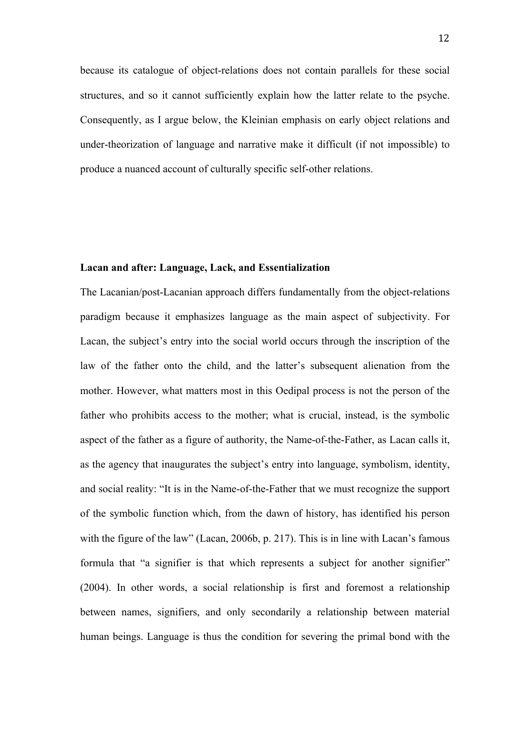because its catalogue of object-relations does not contain parallels for these social structures, and so it cannot sufficiently explain how the latter relate to the psyche. Consequently, as I argue below, the Kleinian emphasis on early object relations and under-theorization of language and narrative make it difficult (if not impossible) to produce a nuanced account of culturally specific self-other relations.

**Lacan and after: Language, Lack, and Essentialization**

The Lacanian/post-Lacanian approach differs fundamentally from the object-relations paradigm because it emphasizes language as the main aspect of subjectivity. For Lacan, the subject's entry into the social world occurs through the inscription of the law of the father onto the child, and the latter's subsequent alienation from the mother. However, what matters most in this Oedipal process is not the person of the father who prohibits access to the mother; what is crucial, instead, is the symbolic aspect of the father as a figure of authority, the Name-of-the-Father, as Lacan calls it, as the agency that inaugurates the subject's entry into language, symbolism, identity, and social reality: "It is in the Name-of-the-Father that we must recognize the support of the symbolic function which, from the dawn of history, has identified his person with the figure of the law" (Lacan, 2006b, p. 217). This is in line with Lacan's famous formula that "a signifier is that which represents a subject for another signifier" (2004). In other words, a social relationship is first and foremost a relationship between names, signifiers, and only secondarily a relationship between material human beings. Language is thus the condition for severing the primal bond with the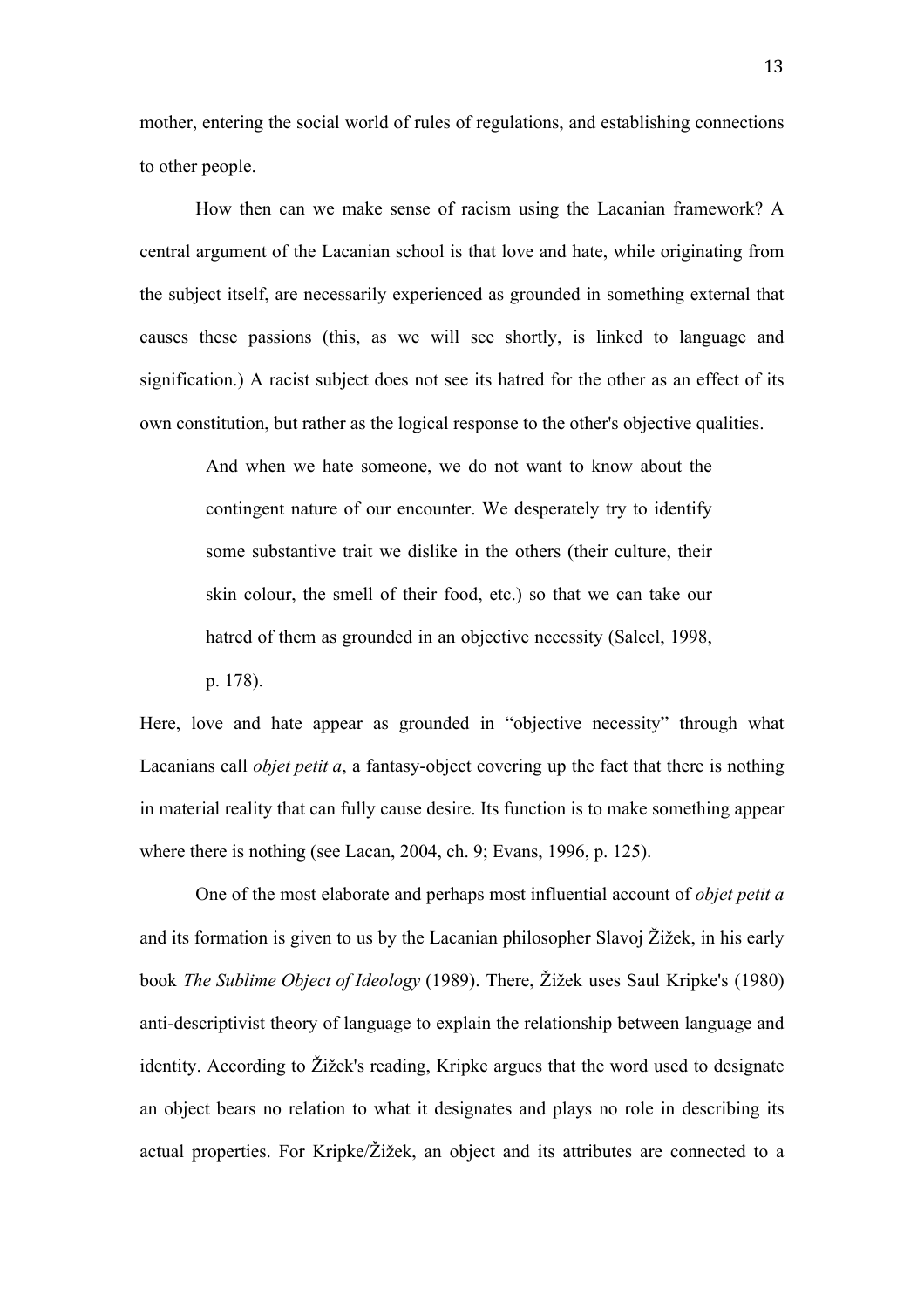mother, entering the social world of rules of regulations, and establishing connections to other people.

How then can we make sense of racism using the Lacanian framework? A central argument of the Lacanian school is that love and hate, while originating from the subject itself, are necessarily experienced as grounded in something external that causes these passions (this, as we will see shortly, is linked to language and signification.) A racist subject does not see its hatred for the other as an effect of its own constitution, but rather as the logical response to the other's objective qualities.

> And when we hate someone, we do not want to know about the contingent nature of our encounter. We desperately try to identify some substantive trait we dislike in the others (their culture, their skin colour, the smell of their food, etc.) so that we can take our hatred of them as grounded in an objective necessity (Salecl, 1998, p. 178).

Here, love and hate appear as grounded in "objective necessity" through what Lacanians call *objet petit a*, a fantasy-object covering up the fact that there is nothing in material reality that can fully cause desire. Its function is to make something appear where there is nothing (see Lacan, 2004, ch. 9; Evans, 1996, p. 125).

One of the most elaborate and perhaps most influential account of *objet petit a* and its formation is given to us by the Lacanian philosopher Slavoj Žižek, in his early book *The Sublime Object of Ideology* (1989). There, Žižek uses Saul Kripke's (1980) anti-descriptivist theory of language to explain the relationship between language and identity. According to Žižek's reading, Kripke argues that the word used to designate an object bears no relation to what it designates and plays no role in describing its actual properties. For Kripke/Žižek, an object and its attributes are connected to a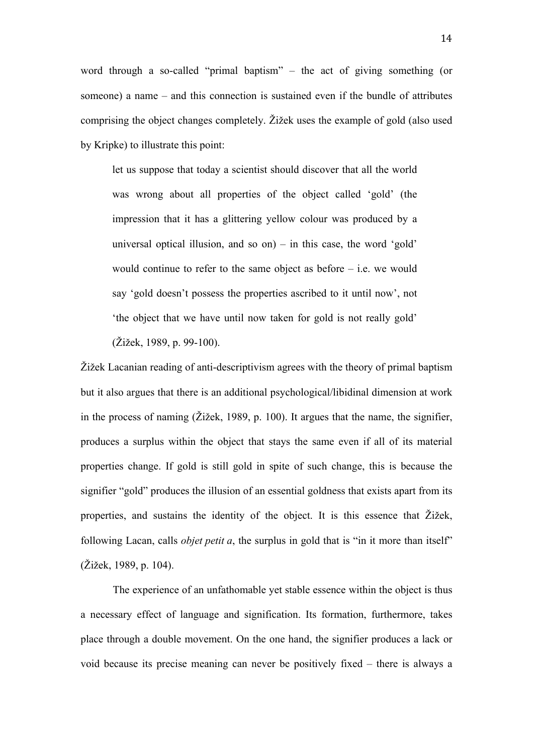word through a so-called "primal baptism" – the act of giving something (or someone) a name – and this connection is sustained even if the bundle of attributes comprising the object changes completely. Žižek uses the example of gold (also used by Kripke) to illustrate this point:

> let us suppose that today a scientist should discover that all the world was wrong about all properties of the object called 'gold' (the impression that it has a glittering yellow colour was produced by a universal optical illusion, and so on) – in this case, the word 'gold' would continue to refer to the same object as before – i.e. we would say 'gold doesn't possess the properties ascribed to it until now', not 'the object that we have until now taken for gold is not really gold' (Žižek, 1989, p. 99-100).

Žižek Lacanian reading of anti-descriptivism agrees with the theory of primal baptism but it also argues that there is an additional psychological/libidinal dimension at work in the process of naming (Žižek, 1989, p. 100). It argues that the name, the signifier, produces a surplus within the object that stays the same even if all of its material properties change. If gold is still gold in spite of such change, this is because the signifier "gold" produces the illusion of an essential goldness that exists apart from its properties, and sustains the identity of the object. It is this essence that Žižek, following Lacan, calls *objet petit a*, the surplus in gold that is "in it more than itself" (Žižek, 1989, p. 104).

The experience of an unfathomable yet stable essence within the object is thus a necessary effect of language and signification. Its formation, furthermore, takes place through a double movement. On the one hand, the signifier produces a lack or void because its precise meaning can never be positively fixed – there is always a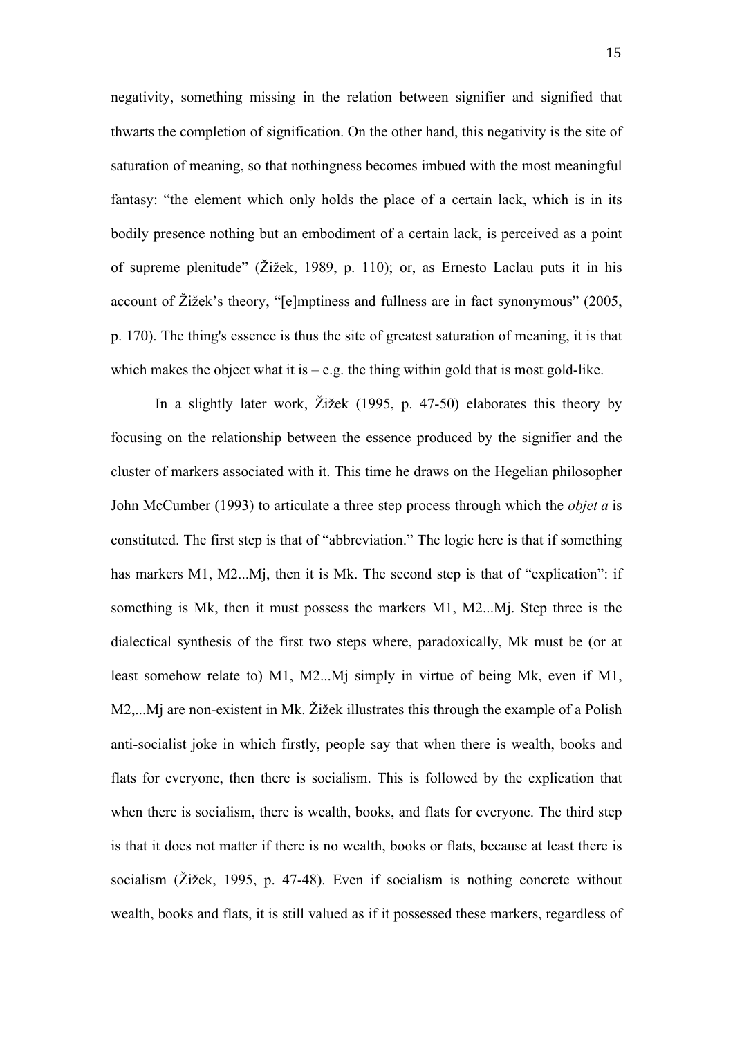negativity, something missing in the relation between signifier and signified that thwarts the completion of signification. On the other hand, this negativity is the site of saturation of meaning, so that nothingness becomes imbued with the most meaningful fantasy: "the element which only holds the place of a certain lack, which is in its bodily presence nothing but an embodiment of a certain lack, is perceived as a point of supreme plenitude" (Žižek, 1989, p. 110); or, as Ernesto Laclau puts it in his account of Žižek's theory, "[e]mptiness and fullness are in fact synonymous" (2005, p. 170). The thing's essence is thus the site of greatest saturation of meaning, it is that which makes the object what it is – e.g. the thing within gold that is most gold-like.

In a slightly later work, Žižek (1995, p. 47-50) elaborates this theory by focusing on the relationship between the essence produced by the signifier and the cluster of markers associated with it. This time he draws on the Hegelian philosopher John McCumber (1993) to articulate a three step process through which the *objet a* is constituted. The first step is that of "abbreviation." The logic here is that if something has markers M1, M2...Mj, then it is Mk. The second step is that of "explication": if something is Mk, then it must possess the markers M1, M2...Mj. Step three is the dialectical synthesis of the first two steps where, paradoxically, Mk must be (or at least somehow relate to) M1, M2...Mj simply in virtue of being Mk, even if M1, M2,...Mj are non-existent in Mk. Žižek illustrates this through the example of a Polish anti-socialist joke in which firstly, people say that when there is wealth, books and flats for everyone, then there is socialism. This is followed by the explication that when there is socialism, there is wealth, books, and flats for everyone. The third step is that it does not matter if there is no wealth, books or flats, because at least there is socialism (Žižek, 1995, p. 47-48). Even if socialism is nothing concrete without wealth, books and flats, it is still valued as if it possessed these markers, regardless of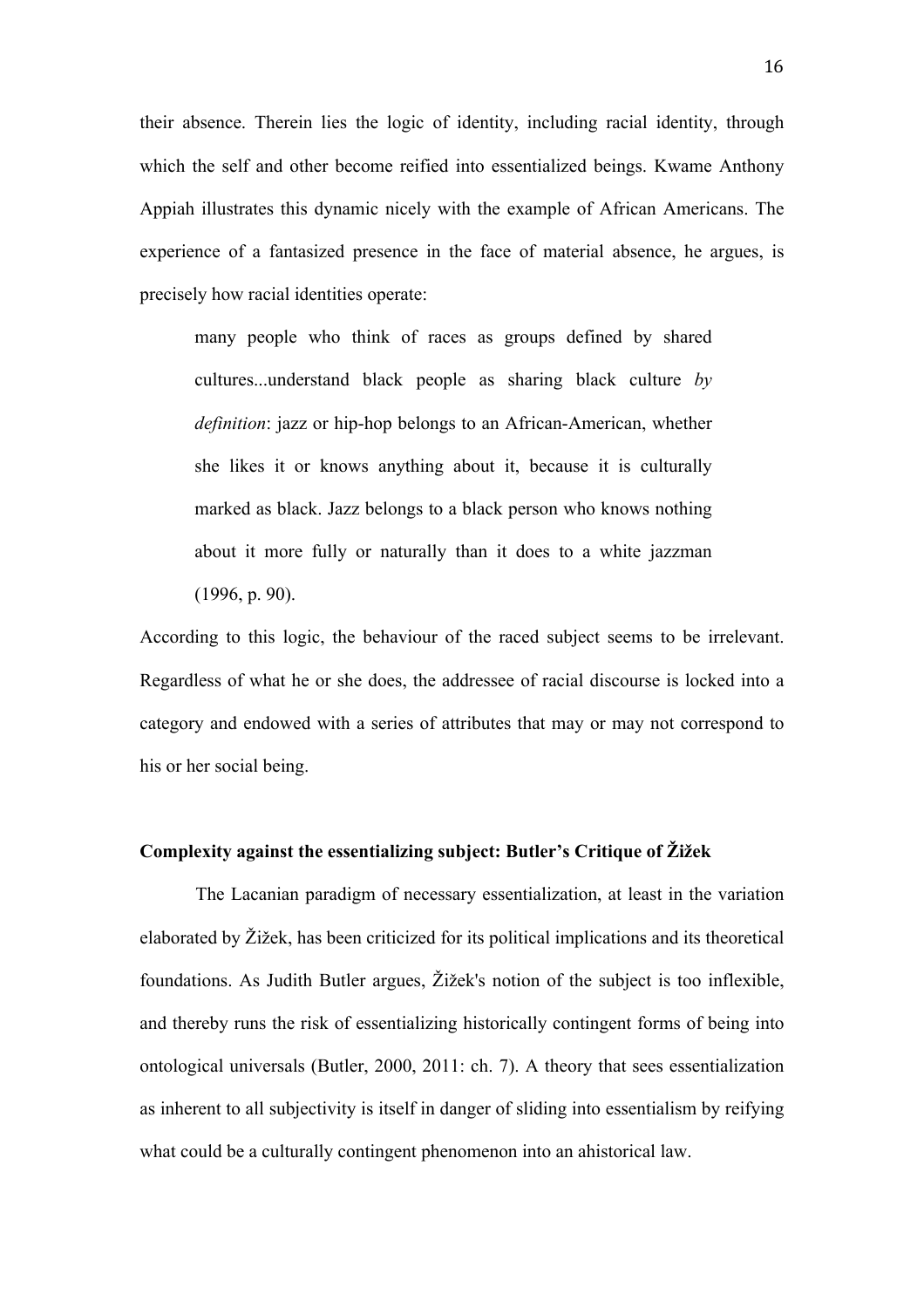their absence. Therein lies the logic of identity, including racial identity, through which the self and other become reified into essentialized beings. Kwame Anthony Appiah illustrates this dynamic nicely with the example of African Americans. The experience of a fantasized presence in the face of material absence, he argues, is precisely how racial identities operate:

> many people who think of races as groups defined by shared cultures...understand black people as sharing black culture *by definition*: jazz or hip-hop belongs to an African-American, whether she likes it or knows anything about it, because it is culturally marked as black. Jazz belongs to a black person who knows nothing about it more fully or naturally than it does to a white jazzman (1996, p. 90).

According to this logic, the behaviour of the raced subject seems to be irrelevant. Regardless of what he or she does, the addressee of racial discourse is locked into a category and endowed with a series of attributes that may or may not correspond to his or her social being.

## Complexity against the essentializing subject: Butler's Critique of Žižek

The Lacanian paradigm of necessary essentialization, at least in the variation elaborated by Žižek, has been criticized for its political implications and its theoretical foundations. As Judith Butler argues, Žižek's notion of the subject is too inflexible, and thereby runs the risk of essentializing historically contingent forms of being into ontological universals (Butler, 2000, 2011: ch. 7). A theory that sees essentialization as inherent to all subjectivity is itself in danger of sliding into essentialism by reifying what could be a culturally contingent phenomenon into an ahistorical law.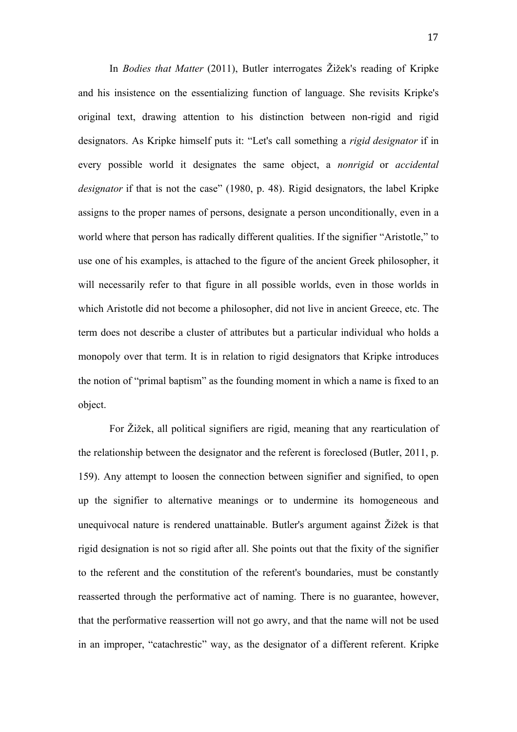In *Bodies that Matter* (2011), Butler interrogates Žižek's reading of Kripke and his insistence on the essentializing function of language. She revisits Kripke's original text, drawing attention to his distinction between non-rigid and rigid designators. As Kripke himself puts it: "Let's call something a *rigid designator* if in every possible world it designates the same object, a *nonrigid* or *accidental designator* if that is not the case" (1980, p. 48). Rigid designators, the label Kripke assigns to the proper names of persons, designate a person unconditionally, even in a world where that person has radically different qualities. If the signifier "Aristotle," to use one of his examples, is attached to the figure of the ancient Greek philosopher, it will necessarily refer to that figure in all possible worlds, even in those worlds in which Aristotle did not become a philosopher, did not live in ancient Greece, etc. The term does not describe a cluster of attributes but a particular individual who holds a monopoly over that term. It is in relation to rigid designators that Kripke introduces the notion of "primal baptism" as the founding moment in which a name is fixed to an object.

For Žižek, all political signifiers are rigid, meaning that any rearticulation of the relationship between the designator and the referent is foreclosed (Butler, 2011, p. 159). Any attempt to loosen the connection between signifier and signified, to open up the signifier to alternative meanings or to undermine its homogeneous and unequivocal nature is rendered unattainable. Butler's argument against Žižek is that rigid designation is not so rigid after all. She points out that the fixity of the signifier to the referent and the constitution of the referent's boundaries, must be constantly reasserted through the performative act of naming. There is no guarantee, however, that the performative reassertion will not go awry, and that the name will not be used in an improper, "catachrestic" way, as the designator of a different referent. Kripke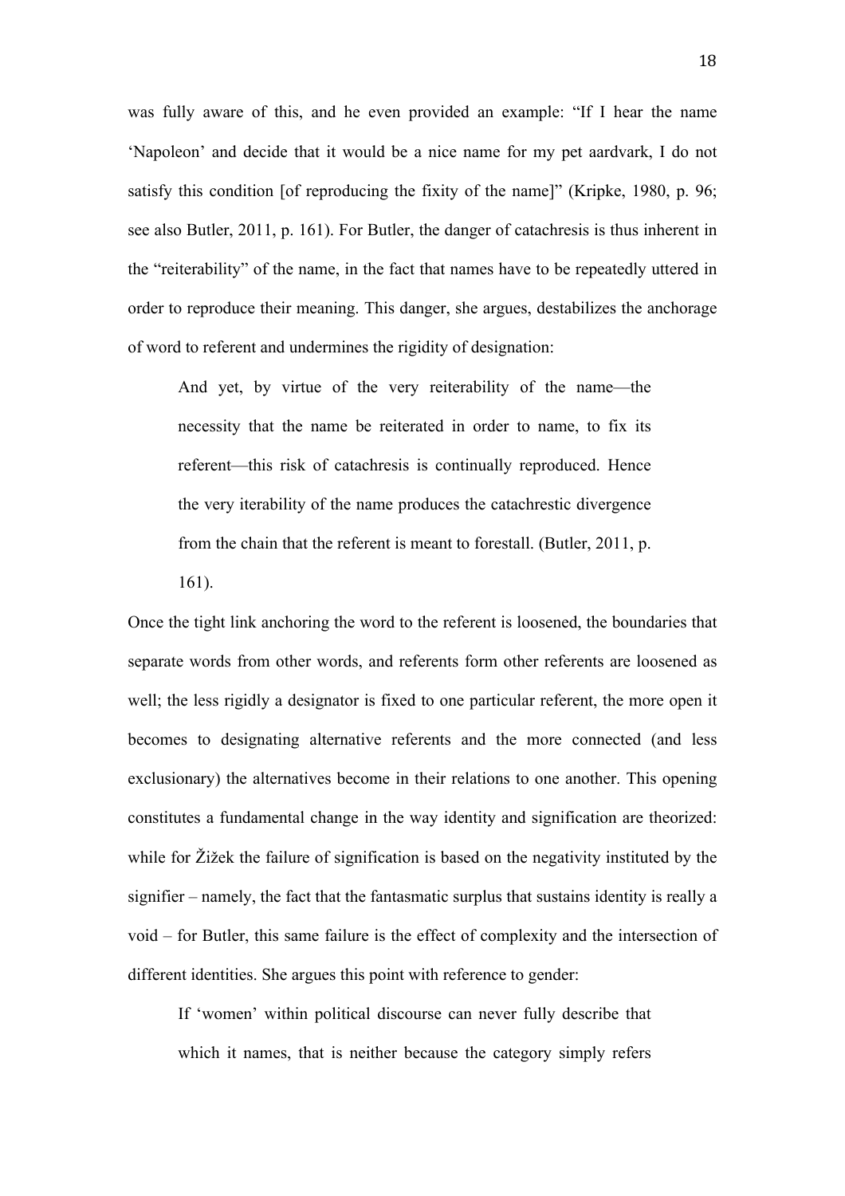was fully aware of this, and he even provided an example: "If I hear the name 'Napoleon' and decide that it would be a nice name for my pet aardvark, I do not satisfy this condition [of reproducing the fixity of the name]" (Kripke, 1980, p. 96; see also Butler, 2011, p. 161). For Butler, the danger of catachresis is thus inherent in the "reiterability" of the name, in the fact that names have to be repeatedly uttered in order to reproduce their meaning. This danger, she argues, destabilizes the anchorage of word to referent and undermines the rigidity of designation:

> And yet, by virtue of the very reiterability of the name—the necessity that the name be reiterated in order to name, to fix its referent—this risk of catachresis is continually reproduced. Hence the very iterability of the name produces the catachrestic divergence from the chain that the referent is meant to forestall. (Butler, 2011, p. 161).

Once the tight link anchoring the word to the referent is loosened, the boundaries that separate words from other words, and referents form other referents are loosened as well; the less rigidly a designator is fixed to one particular referent, the more open it becomes to designating alternative referents and the more connected (and less exclusionary) the alternatives become in their relations to one another. This opening constitutes a fundamental change in the way identity and signification are theorized: while for Žižek the failure of signification is based on the negativity instituted by the signifier – namely, the fact that the fantasmatic surplus that sustains identity is really a void – for Butler, this same failure is the effect of complexity and the intersection of different identities. She argues this point with reference to gender:

> If 'women' within political discourse can never fully describe that which it names, that is neither because the category simply refers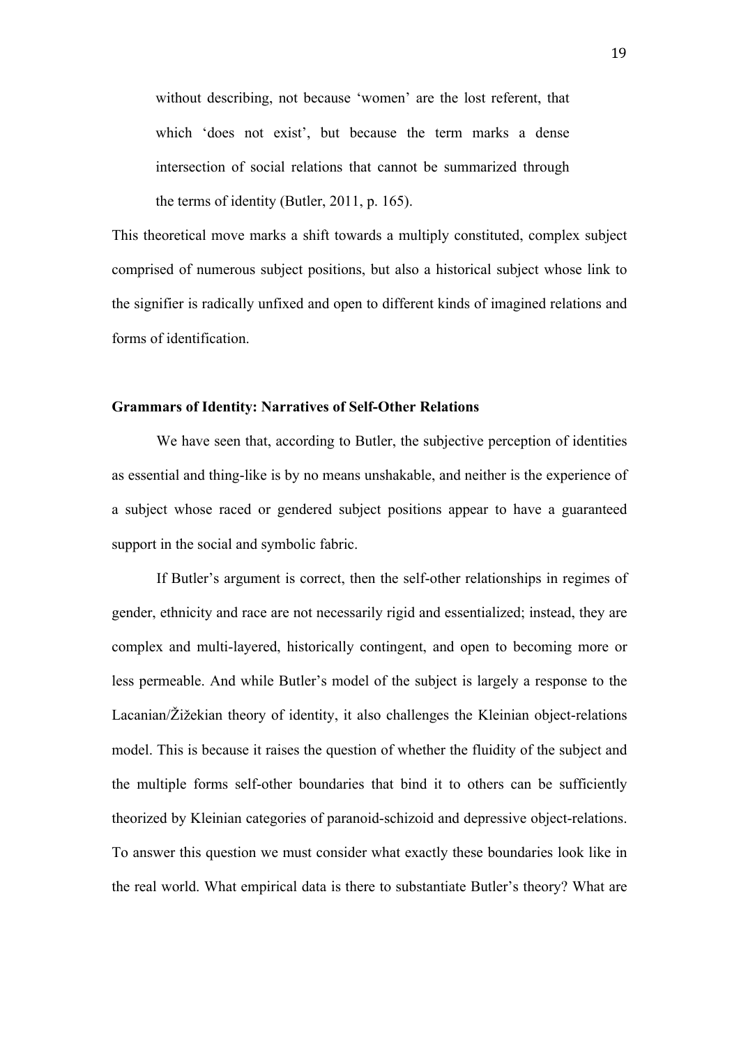> without describing, not because 'women' are the lost referent, that which 'does not exist', but because the term marks a dense intersection of social relations that cannot be summarized through the terms of identity (Butler, 2011, p. 165).

This theoretical move marks a shift towards a multiply constituted, complex subject comprised of numerous subject positions, but also a historical subject whose link to the signifier is radically unfixed and open to different kinds of imagined relations and forms of identification.

**Grammars of Identity: Narratives of Self-Other Relations**

We have seen that, according to Butler, the subjective perception of identities as essential and thing-like is by no means unshakable, and neither is the experience of a subject whose raced or gendered subject positions appear to have a guaranteed support in the social and symbolic fabric.

If Butler's argument is correct, then the self-other relationships in regimes of gender, ethnicity and race are not necessarily rigid and essentialized; instead, they are complex and multi-layered, historically contingent, and open to becoming more or less permeable. And while Butler's model of the subject is largely a response to the Lacanian/Žižekian theory of identity, it also challenges the Kleinian object-relations model. This is because it raises the question of whether the fluidity of the subject and the multiple forms self-other boundaries that bind it to others can be sufficiently theorized by Kleinian categories of paranoid-schizoid and depressive object-relations. To answer this question we must consider what exactly these boundaries look like in the real world. What empirical data is there to substantiate Butler's theory? What are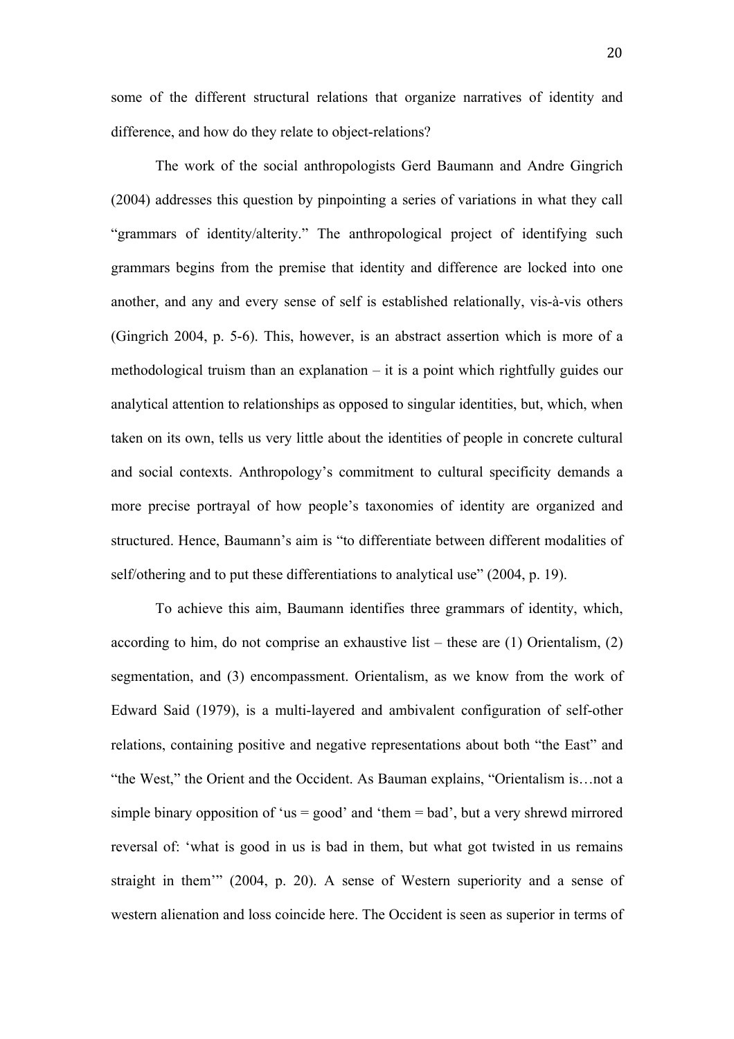some of the different structural relations that organize narratives of identity and difference, and how do they relate to object-relations?

The work of the social anthropologists Gerd Baumann and Andre Gingrich (2004) addresses this question by pinpointing a series of variations in what they call "grammars of identity/alterity." The anthropological project of identifying such grammars begins from the premise that identity and difference are locked into one another, and any and every sense of self is established relationally, vis-à-vis others (Gingrich 2004, p. 5-6). This, however, is an abstract assertion which is more of a methodological truism than an explanation – it is a point which rightfully guides our analytical attention to relationships as opposed to singular identities, but, which, when taken on its own, tells us very little about the identities of people in concrete cultural and social contexts. Anthropology's commitment to cultural specificity demands a more precise portrayal of how people's taxonomies of identity are organized and structured. Hence, Baumann's aim is "to differentiate between different modalities of self/othering and to put these differentiations to analytical use" (2004, p. 19).

To achieve this aim, Baumann identifies three grammars of identity, which, according to him, do not comprise an exhaustive list – these are (1) Orientalism, (2) segmentation, and (3) encompassment. Orientalism, as we know from the work of Edward Said (1979), is a multi-layered and ambivalent configuration of self-other relations, containing positive and negative representations about both "the East" and "the West," the Orient and the Occident. As Bauman explains, "Orientalism is…not a simple binary opposition of 'us = good' and 'them = bad', but a very shrewd mirrored reversal of: 'what is good in us is bad in them, but what got twisted in us remains straight in them'" (2004, p. 20). A sense of Western superiority and a sense of western alienation and loss coincide here. The Occident is seen as superior in terms of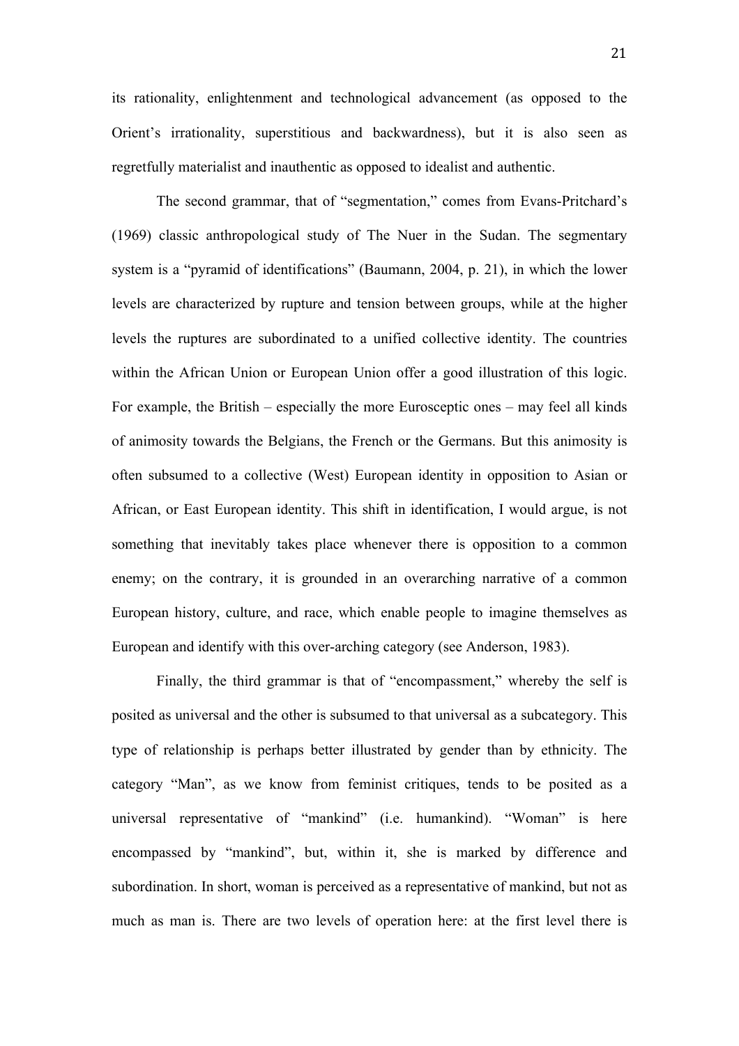its rationality, enlightenment and technological advancement (as opposed to the Orient's irrationality, superstitious and backwardness), but it is also seen as regretfully materialist and inauthentic as opposed to idealist and authentic.

The second grammar, that of "segmentation," comes from Evans-Pritchard's (1969) classic anthropological study of The Nuer in the Sudan. The segmentary system is a "pyramid of identifications" (Baumann, 2004, p. 21), in which the lower levels are characterized by rupture and tension between groups, while at the higher levels the ruptures are subordinated to a unified collective identity. The countries within the African Union or European Union offer a good illustration of this logic. For example, the British – especially the more Eurosceptic ones – may feel all kinds of animosity towards the Belgians, the French or the Germans. But this animosity is often subsumed to a collective (West) European identity in opposition to Asian or African, or East European identity. This shift in identification, I would argue, is not something that inevitably takes place whenever there is opposition to a common enemy; on the contrary, it is grounded in an overarching narrative of a common European history, culture, and race, which enable people to imagine themselves as European and identify with this over-arching category (see Anderson, 1983).

Finally, the third grammar is that of "encompassment," whereby the self is posited as universal and the other is subsumed to that universal as a subcategory. This type of relationship is perhaps better illustrated by gender than by ethnicity. The category "Man", as we know from feminist critiques, tends to be posited as a universal representative of "mankind" (i.e. humankind). "Woman" is here encompassed by "mankind", but, within it, she is marked by difference and subordination. In short, woman is perceived as a representative of mankind, but not as much as man is. There are two levels of operation here: at the first level there is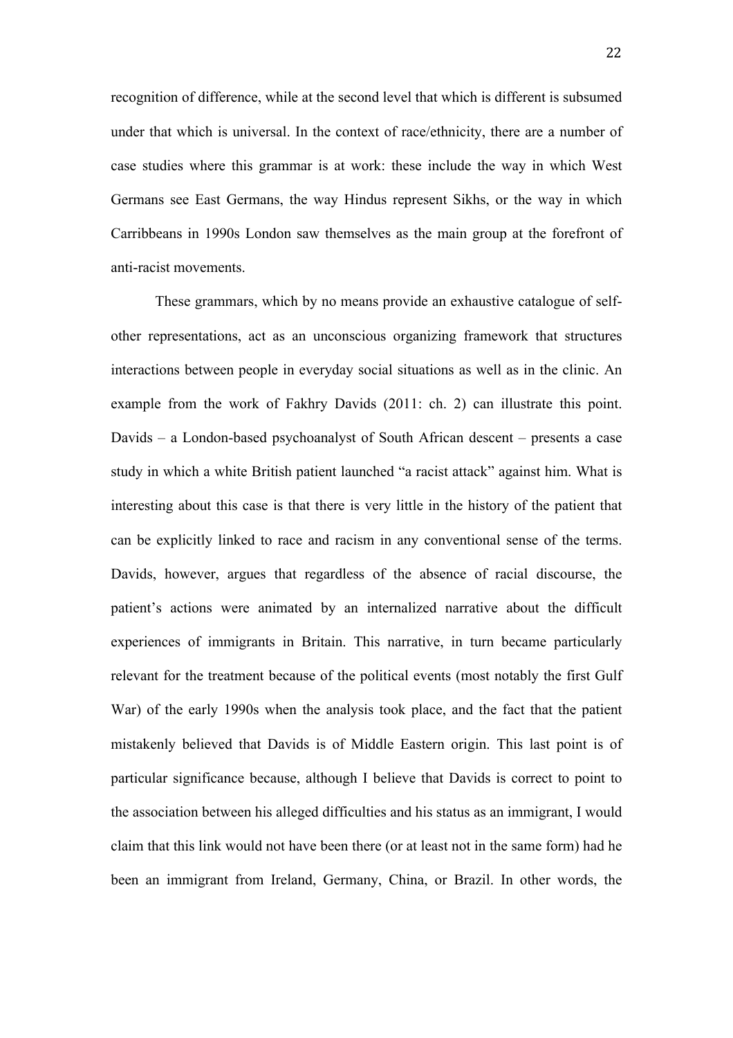recognition of difference, while at the second level that which is different is subsumed under that which is universal. In the context of race/ethnicity, there are a number of case studies where this grammar is at work: these include the way in which West Germans see East Germans, the way Hindus represent Sikhs, or the way in which Carribbeans in 1990s London saw themselves as the main group at the forefront of anti-racist movements.

These grammars, which by no means provide an exhaustive catalogue of self-other representations, act as an unconscious organizing framework that structures interactions between people in everyday social situations as well as in the clinic. An example from the work of Fakhry Davids (2011: ch. 2) can illustrate this point. Davids – a London-based psychoanalyst of South African descent – presents a case study in which a white British patient launched "a racist attack" against him. What is interesting about this case is that there is very little in the history of the patient that can be explicitly linked to race and racism in any conventional sense of the terms. Davids, however, argues that regardless of the absence of racial discourse, the patient's actions were animated by an internalized narrative about the difficult experiences of immigrants in Britain. This narrative, in turn became particularly relevant for the treatment because of the political events (most notably the first Gulf War) of the early 1990s when the analysis took place, and the fact that the patient mistakenly believed that Davids is of Middle Eastern origin. This last point is of particular significance because, although I believe that Davids is correct to point to the association between his alleged difficulties and his status as an immigrant, I would claim that this link would not have been there (or at least not in the same form) had he been an immigrant from Ireland, Germany, China, or Brazil. In other words, the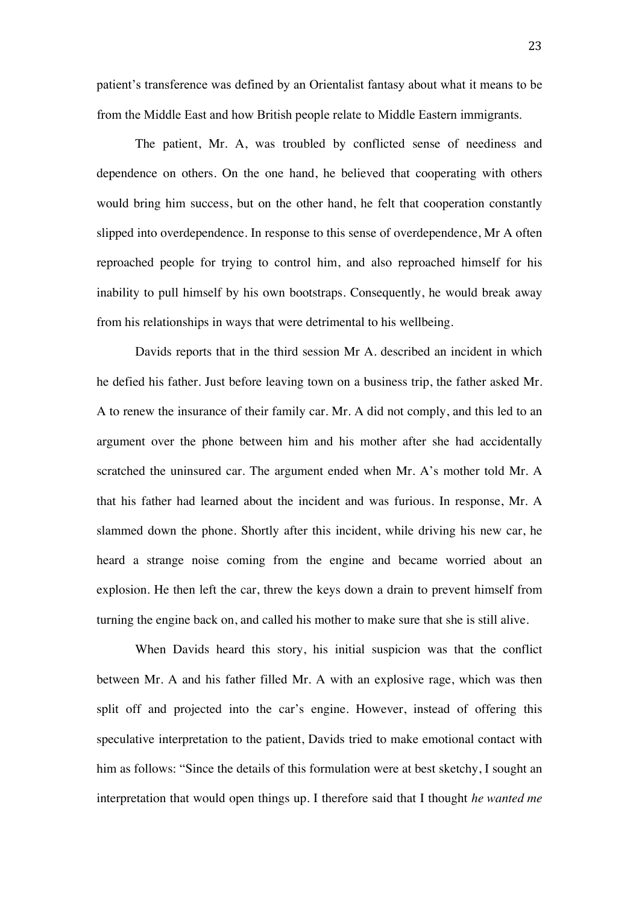patient's transference was defined by an Orientalist fantasy about what it means to be from the Middle East and how British people relate to Middle Eastern immigrants.

The patient, Mr. A, was troubled by conflicted sense of neediness and dependence on others. On the one hand, he believed that cooperating with others would bring him success, but on the other hand, he felt that cooperation constantly slipped into overdependence. In response to this sense of overdependence, Mr A often reproached people for trying to control him, and also reproached himself for his inability to pull himself by his own bootstraps. Consequently, he would break away from his relationships in ways that were detrimental to his wellbeing.

Davids reports that in the third session Mr A. described an incident in which he defied his father. Just before leaving town on a business trip, the father asked Mr. A to renew the insurance of their family car. Mr. A did not comply, and this led to an argument over the phone between him and his mother after she had accidentally scratched the uninsured car. The argument ended when Mr. A's mother told Mr. A that his father had learned about the incident and was furious. In response, Mr. A slammed down the phone. Shortly after this incident, while driving his new car, he heard a strange noise coming from the engine and became worried about an explosion. He then left the car, threw the keys down a drain to prevent himself from turning the engine back on, and called his mother to make sure that she is still alive.

When Davids heard this story, his initial suspicion was that the conflict between Mr. A and his father filled Mr. A with an explosive rage, which was then split off and projected into the car's engine. However, instead of offering this speculative interpretation to the patient, Davids tried to make emotional contact with him as follows: "Since the details of this formulation were at best sketchy, I sought an interpretation that would open things up. I therefore said that I thought *he wanted me*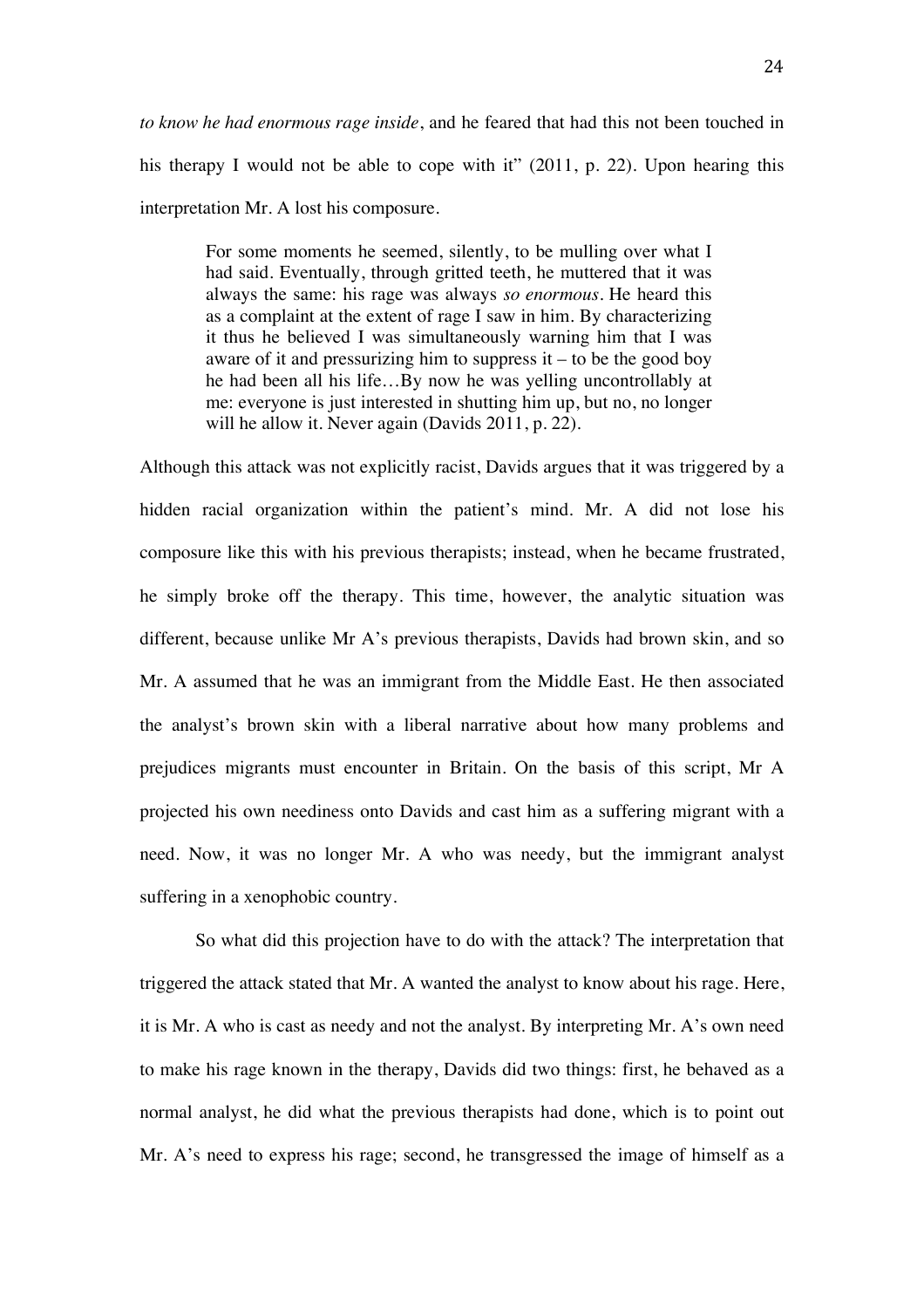*to know he had enormous rage inside*, and he feared that had this not been touched in his therapy I would not be able to cope with it" (2011, p. 22). Upon hearing this interpretation Mr. A lost his composure.

> For some moments he seemed, silently, to be mulling over what I had said. Eventually, through gritted teeth, he muttered that it was always the same: his rage was always *so enormous*. He heard this as a complaint at the extent of rage I saw in him. By characterizing it thus he believed I was simultaneously warning him that I was aware of it and pressurizing him to suppress it – to be the good boy he had been all his life…By now he was yelling uncontrollably at me: everyone is just interested in shutting him up, but no, no longer will he allow it. Never again (Davids 2011, p. 22).

Although this attack was not explicitly racist, Davids argues that it was triggered by a hidden racial organization within the patient's mind. Mr. A did not lose his composure like this with his previous therapists; instead, when he became frustrated, he simply broke off the therapy. This time, however, the analytic situation was different, because unlike Mr A's previous therapists, Davids had brown skin, and so Mr. A assumed that he was an immigrant from the Middle East. He then associated the analyst's brown skin with a liberal narrative about how many problems and prejudices migrants must encounter in Britain. On the basis of this script, Mr A projected his own neediness onto Davids and cast him as a suffering migrant with a need. Now, it was no longer Mr. A who was needy, but the immigrant analyst suffering in a xenophobic country.

So what did this projection have to do with the attack? The interpretation that triggered the attack stated that Mr. A wanted the analyst to know about his rage. Here, it is Mr. A who is cast as needy and not the analyst. By interpreting Mr. A's own need to make his rage known in the therapy, Davids did two things: first, he behaved as a normal analyst, he did what the previous therapists had done, which is to point out Mr. A's need to express his rage; second, he transgressed the image of himself as a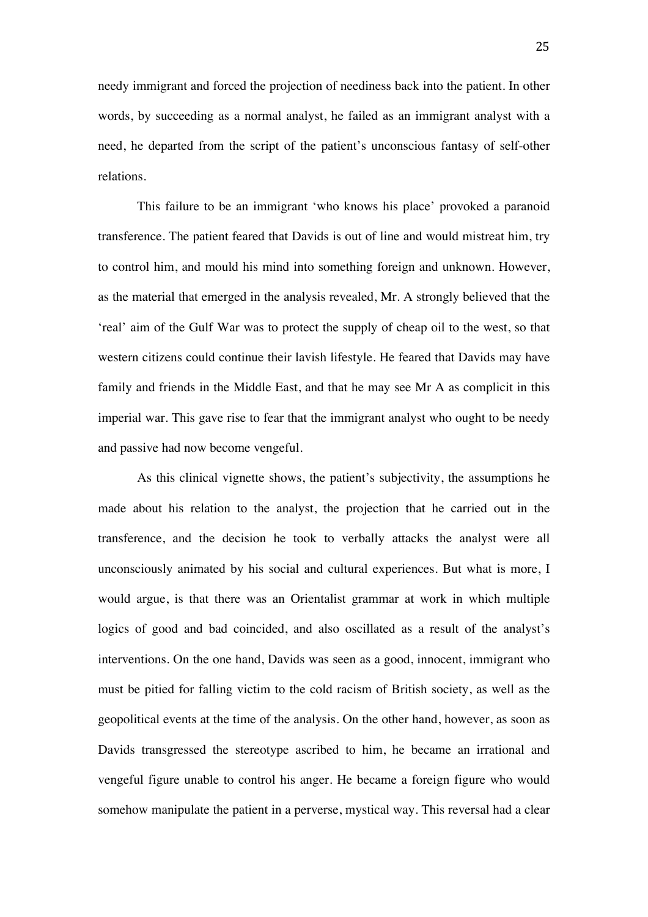needy immigrant and forced the projection of neediness back into the patient. In other words, by succeeding as a normal analyst, he failed as an immigrant analyst with a need, he departed from the script of the patient's unconscious fantasy of self-other relations.

This failure to be an immigrant 'who knows his place' provoked a paranoid transference. The patient feared that Davids is out of line and would mistreat him, try to control him, and mould his mind into something foreign and unknown. However, as the material that emerged in the analysis revealed, Mr. A strongly believed that the 'real' aim of the Gulf War was to protect the supply of cheap oil to the west, so that western citizens could continue their lavish lifestyle. He feared that Davids may have family and friends in the Middle East, and that he may see Mr A as complicit in this imperial war. This gave rise to fear that the immigrant analyst who ought to be needy and passive had now become vengeful.

As this clinical vignette shows, the patient's subjectivity, the assumptions he made about his relation to the analyst, the projection that he carried out in the transference, and the decision he took to verbally attacks the analyst were all unconsciously animated by his social and cultural experiences. But what is more, I would argue, is that there was an Orientalist grammar at work in which multiple logics of good and bad coincided, and also oscillated as a result of the analyst's interventions. On the one hand, Davids was seen as a good, innocent, immigrant who must be pitied for falling victim to the cold racism of British society, as well as the geopolitical events at the time of the analysis. On the other hand, however, as soon as Davids transgressed the stereotype ascribed to him, he became an irrational and vengeful figure unable to control his anger. He became a foreign figure who would somehow manipulate the patient in a perverse, mystical way. This reversal had a clear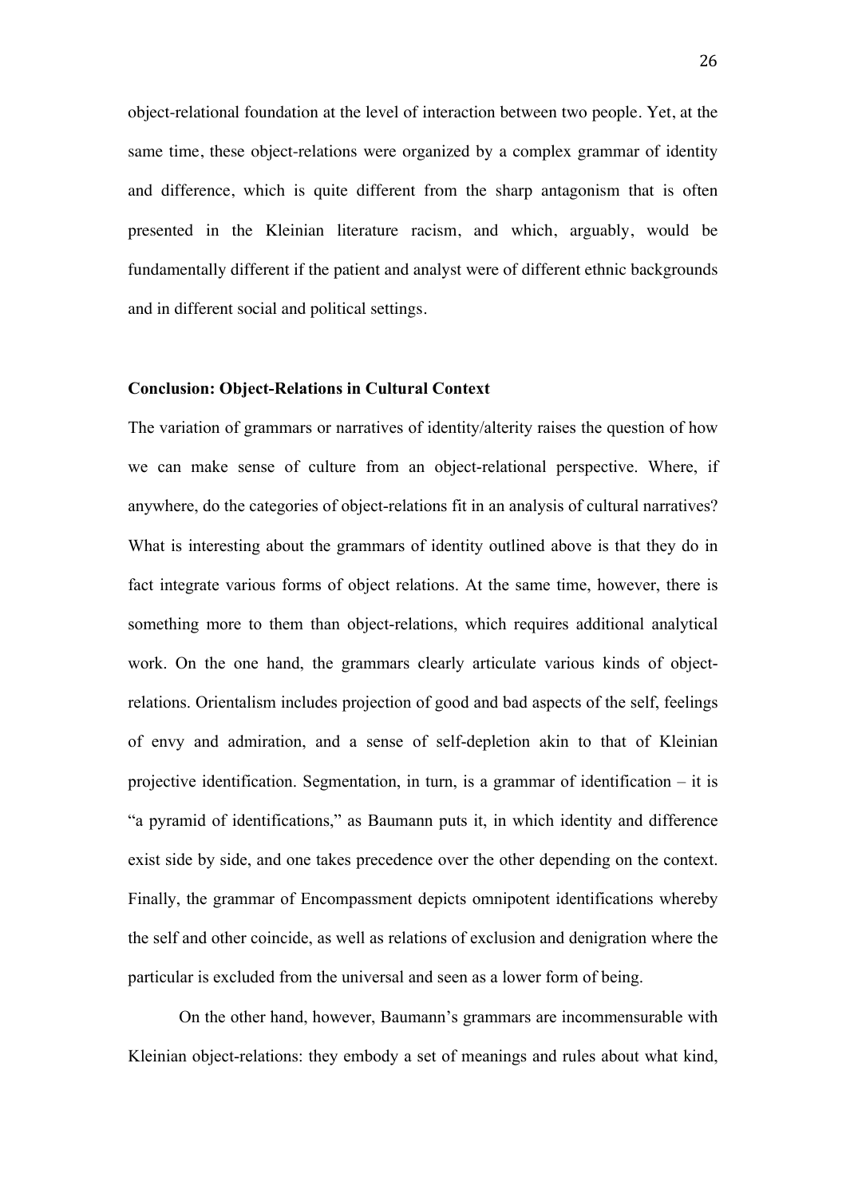object-relational foundation at the level of interaction between two people. Yet, at the same time, these object-relations were organized by a complex grammar of identity and difference, which is quite different from the sharp antagonism that is often presented in the Kleinian literature racism, and which, arguably, would be fundamentally different if the patient and analyst were of different ethnic backgrounds and in different social and political settings.

**Conclusion: Object-Relations in Cultural Context**

The variation of grammars or narratives of identity/alterity raises the question of how we can make sense of culture from an object-relational perspective. Where, if anywhere, do the categories of object-relations fit in an analysis of cultural narratives? What is interesting about the grammars of identity outlined above is that they do in fact integrate various forms of object relations. At the same time, however, there is something more to them than object-relations, which requires additional analytical work. On the one hand, the grammars clearly articulate various kinds of object-relations. Orientalism includes projection of good and bad aspects of the self, feelings of envy and admiration, and a sense of self-depletion akin to that of Kleinian projective identification. Segmentation, in turn, is a grammar of identification – it is "a pyramid of identifications," as Baumann puts it, in which identity and difference exist side by side, and one takes precedence over the other depending on the context. Finally, the grammar of Encompassment depicts omnipotent identifications whereby the self and other coincide, as well as relations of exclusion and denigration where the particular is excluded from the universal and seen as a lower form of being.

On the other hand, however, Baumann's grammars are incommensurable with Kleinian object-relations: they embody a set of meanings and rules about what kind,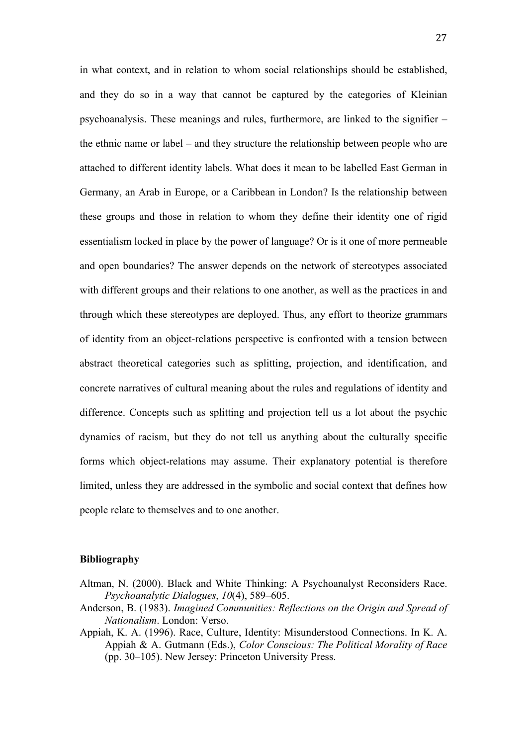in what context, and in relation to whom social relationships should be established, and they do so in a way that cannot be captured by the categories of Kleinian psychoanalysis. These meanings and rules, furthermore, are linked to the signifier – the ethnic name or label – and they structure the relationship between people who are attached to different identity labels. What does it mean to be labelled East German in Germany, an Arab in Europe, or a Caribbean in London? Is the relationship between these groups and those in relation to whom they define their identity one of rigid essentialism locked in place by the power of language? Or is it one of more permeable and open boundaries? The answer depends on the network of stereotypes associated with different groups and their relations to one another, as well as the practices in and through which these stereotypes are deployed. Thus, any effort to theorize grammars of identity from an object-relations perspective is confronted with a tension between abstract theoretical categories such as splitting, projection, and identification, and concrete narratives of cultural meaning about the rules and regulations of identity and difference. Concepts such as splitting and projection tell us a lot about the psychic dynamics of racism, but they do not tell us anything about the culturally specific forms which object-relations may assume. Their explanatory potential is therefore limited, unless they are addressed in the symbolic and social context that defines how people relate to themselves and to one another.

**Bibliography**

Altman, N. (2000). Black and White Thinking: A Psychoanalyst Reconsiders Race. *Psychoanalytic Dialogues*, *10*(4), 589–605.

Anderson, B. (1983). *Imagined Communities: Reflections on the Origin and Spread of Nationalism*. London: Verso.

Appiah, K. A. (1996). Race, Culture, Identity: Misunderstood Connections. In K. A. Appiah & A. Gutmann (Eds.), *Color Conscious: The Political Morality of Race* (pp. 30–105). New Jersey: Princeton University Press.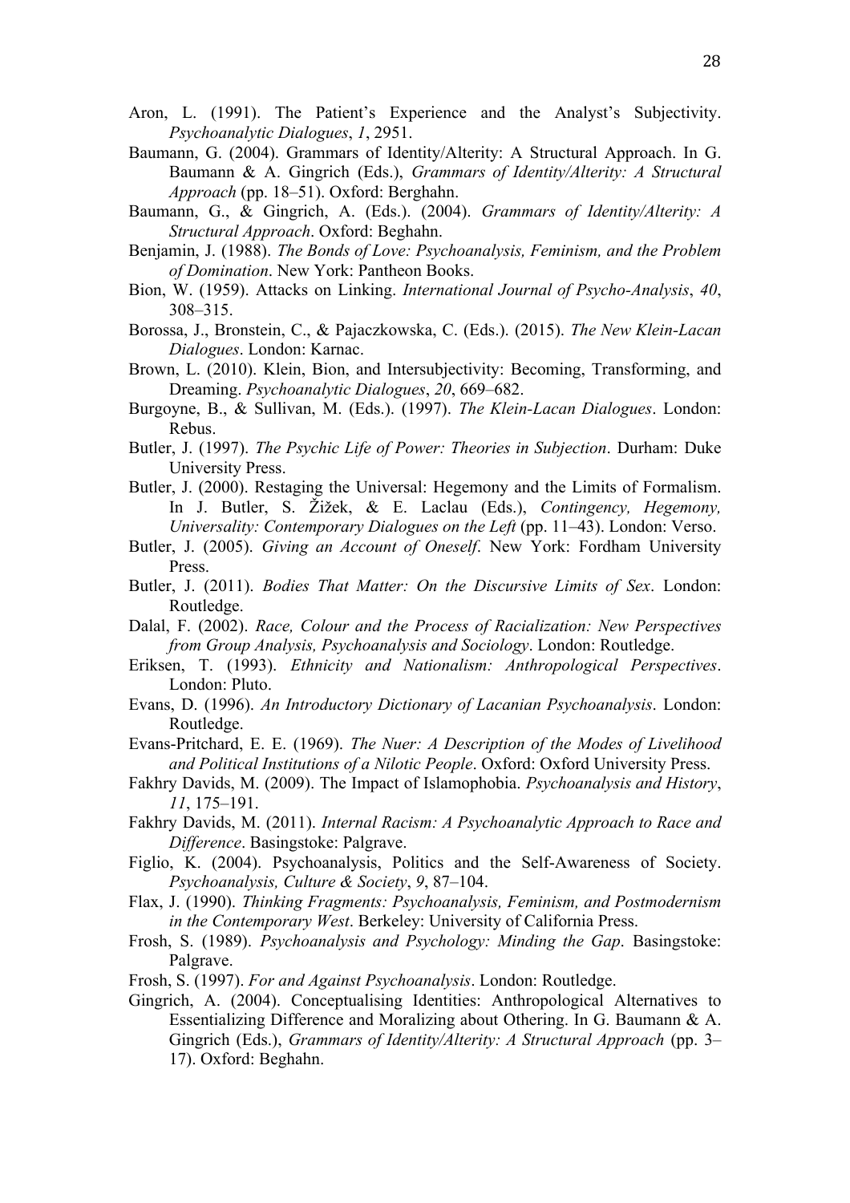Aron, L. (1991). The Patient's Experience and the Analyst's Subjectivity. *Psychoanalytic Dialogues*, *1*, 2951.

Baumann, G. (2004). Grammars of Identity/Alterity: A Structural Approach. In G. Baumann & A. Gingrich (Eds.), *Grammars of Identity/Alterity: A Structural Approach* (pp. 18–51). Oxford: Berghahn.

Baumann, G., & Gingrich, A. (Eds.). (2004). *Grammars of Identity/Alterity: A Structural Approach*. Oxford: Beghahn.

Benjamin, J. (1988). *The Bonds of Love: Psychoanalysis, Feminism, and the Problem of Domination*. New York: Pantheon Books.

Bion, W. (1959). Attacks on Linking. *International Journal of Psycho-Analysis*, *40*, 308–315.

Borossa, J., Bronstein, C., & Pajaczkowska, C. (Eds.). (2015). *The New Klein-Lacan Dialogues*. London: Karnac.

Brown, L. (2010). Klein, Bion, and Intersubjectivity: Becoming, Transforming, and Dreaming. *Psychoanalytic Dialogues*, *20*, 669–682.

Burgoyne, B., & Sullivan, M. (Eds.). (1997). *The Klein-Lacan Dialogues*. London: Rebus.

Butler, J. (1997). *The Psychic Life of Power: Theories in Subjection*. Durham: Duke University Press.

Butler, J. (2000). Restaging the Universal: Hegemony and the Limits of Formalism. In J. Butler, S. Žižek, & E. Laclau (Eds.), *Contingency, Hegemony, Universality: Contemporary Dialogues on the Left* (pp. 11–43). London: Verso.

Butler, J. (2005). *Giving an Account of Oneself*. New York: Fordham University Press.

Butler, J. (2011). *Bodies That Matter: On the Discursive Limits of Sex*. London: Routledge.

Dalal, F. (2002). *Race, Colour and the Process of Racialization: New Perspectives from Group Analysis, Psychoanalysis and Sociology*. London: Routledge.

Eriksen, T. (1993). *Ethnicity and Nationalism: Anthropological Perspectives*. London: Pluto.

Evans, D. (1996). *An Introductory Dictionary of Lacanian Psychoanalysis*. London: Routledge.

Evans-Pritchard, E. E. (1969). *The Nuer: A Description of the Modes of Livelihood and Political Institutions of a Nilotic People*. Oxford: Oxford University Press.

Fakhry Davids, M. (2009). The Impact of Islamophobia. *Psychoanalysis and History*, *11*, 175–191.

Fakhry Davids, M. (2011). *Internal Racism: A Psychoanalytic Approach to Race and Difference*. Basingstoke: Palgrave.

Figlio, K. (2004). Psychoanalysis, Politics and the Self-Awareness of Society. *Psychoanalysis, Culture & Society*, *9*, 87–104.

Flax, J. (1990). *Thinking Fragments: Psychoanalysis, Feminism, and Postmodernism in the Contemporary West*. Berkeley: University of California Press.

Frosh, S. (1989). *Psychoanalysis and Psychology: Minding the Gap*. Basingstoke: Palgrave.

Frosh, S. (1997). *For and Against Psychoanalysis*. London: Routledge.

Gingrich, A. (2004). Conceptualising Identities: Anthropological Alternatives to Essentializing Difference and Moralizing about Othering. In G. Baumann & A. Gingrich (Eds.), *Grammars of Identity/Alterity: A Structural Approach* (pp. 3–17). Oxford: Beghahn.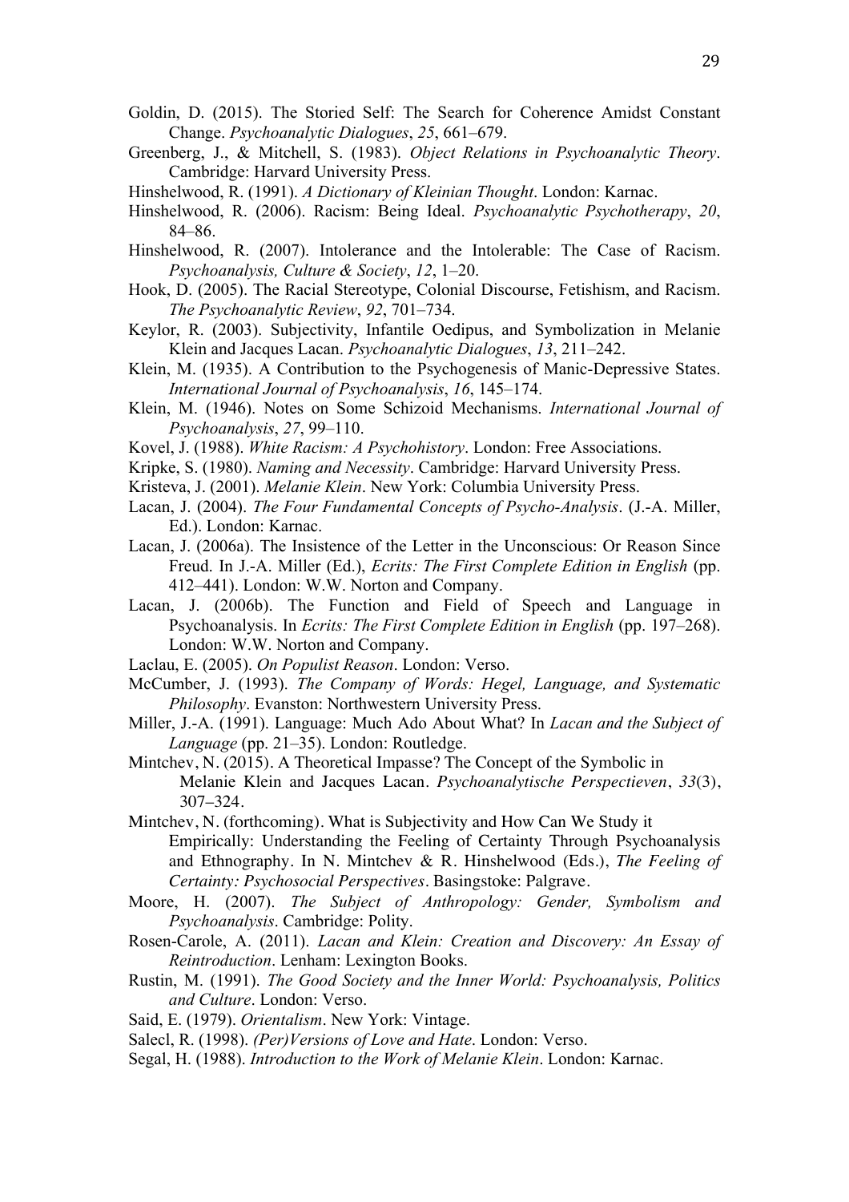Goldin, D. (2015). The Storied Self: The Search for Coherence Amidst Constant Change. *Psychoanalytic Dialogues*, *25*, 661–679.

Greenberg, J., & Mitchell, S. (1983). *Object Relations in Psychoanalytic Theory*. Cambridge: Harvard University Press.

Hinshelwood, R. (1991). *A Dictionary of Kleinian Thought*. London: Karnac.

Hinshelwood, R. (2006). Racism: Being Ideal. *Psychoanalytic Psychotherapy*, *20*, 84–86.

Hinshelwood, R. (2007). Intolerance and the Intolerable: The Case of Racism. *Psychoanalysis, Culture & Society*, *12*, 1–20.

Hook, D. (2005). The Racial Stereotype, Colonial Discourse, Fetishism, and Racism. *The Psychoanalytic Review*, *92*, 701–734.

Keylor, R. (2003). Subjectivity, Infantile Oedipus, and Symbolization in Melanie Klein and Jacques Lacan. *Psychoanalytic Dialogues*, *13*, 211–242.

Klein, M. (1935). A Contribution to the Psychogenesis of Manic-Depressive States. *International Journal of Psychoanalysis*, *16*, 145–174.

Klein, M. (1946). Notes on Some Schizoid Mechanisms. *International Journal of Psychoanalysis*, *27*, 99–110.

Kovel, J. (1988). *White Racism: A Psychohistory*. London: Free Associations.

Kripke, S. (1980). *Naming and Necessity*. Cambridge: Harvard University Press.

Kristeva, J. (2001). *Melanie Klein*. New York: Columbia University Press.

Lacan, J. (2004). *The Four Fundamental Concepts of Psycho-Analysis*. (J.-A. Miller, Ed.). London: Karnac.

Lacan, J. (2006a). The Insistence of the Letter in the Unconscious: Or Reason Since Freud. In J.-A. Miller (Ed.), *Ecrits: The First Complete Edition in English* (pp. 412–441). London: W.W. Norton and Company.

Lacan, J. (2006b). The Function and Field of Speech and Language in Psychoanalysis. In *Ecrits: The First Complete Edition in English* (pp. 197–268). London: W.W. Norton and Company.

Laclau, E. (2005). *On Populist Reason*. London: Verso.

McCumber, J. (1993). *The Company of Words: Hegel, Language, and Systematic Philosophy*. Evanston: Northwestern University Press.

Miller, J.-A. (1991). Language: Much Ado About What? In *Lacan and the Subject of Language* (pp. 21–35). London: Routledge.

Mintchev, N. (2015). A Theoretical Impasse? The Concept of the Symbolic in Melanie Klein and Jacques Lacan. *Psychoanalytische Perspectieven*, *33*(3), 307–324.

Mintchev, N. (forthcoming). What is Subjectivity and How Can We Study it Empirically: Understanding the Feeling of Certainty Through Psychoanalysis and Ethnography. In N. Mintchev & R. Hinshelwood (Eds.), *The Feeling of Certainty: Psychosocial Perspectives*. Basingstoke: Palgrave.

Moore, H. (2007). *The Subject of Anthropology: Gender, Symbolism and Psychoanalysis*. Cambridge: Polity.

Rosen-Carole, A. (2011). *Lacan and Klein: Creation and Discovery: An Essay of Reintroduction*. Lenham: Lexington Books.

Rustin, M. (1991). *The Good Society and the Inner World: Psychoanalysis, Politics and Culture*. London: Verso.

Said, E. (1979). *Orientalism*. New York: Vintage.

Salecl, R. (1998). *(Per)Versions of Love and Hate*. London: Verso.

Segal, H. (1988). *Introduction to the Work of Melanie Klein*. London: Karnac.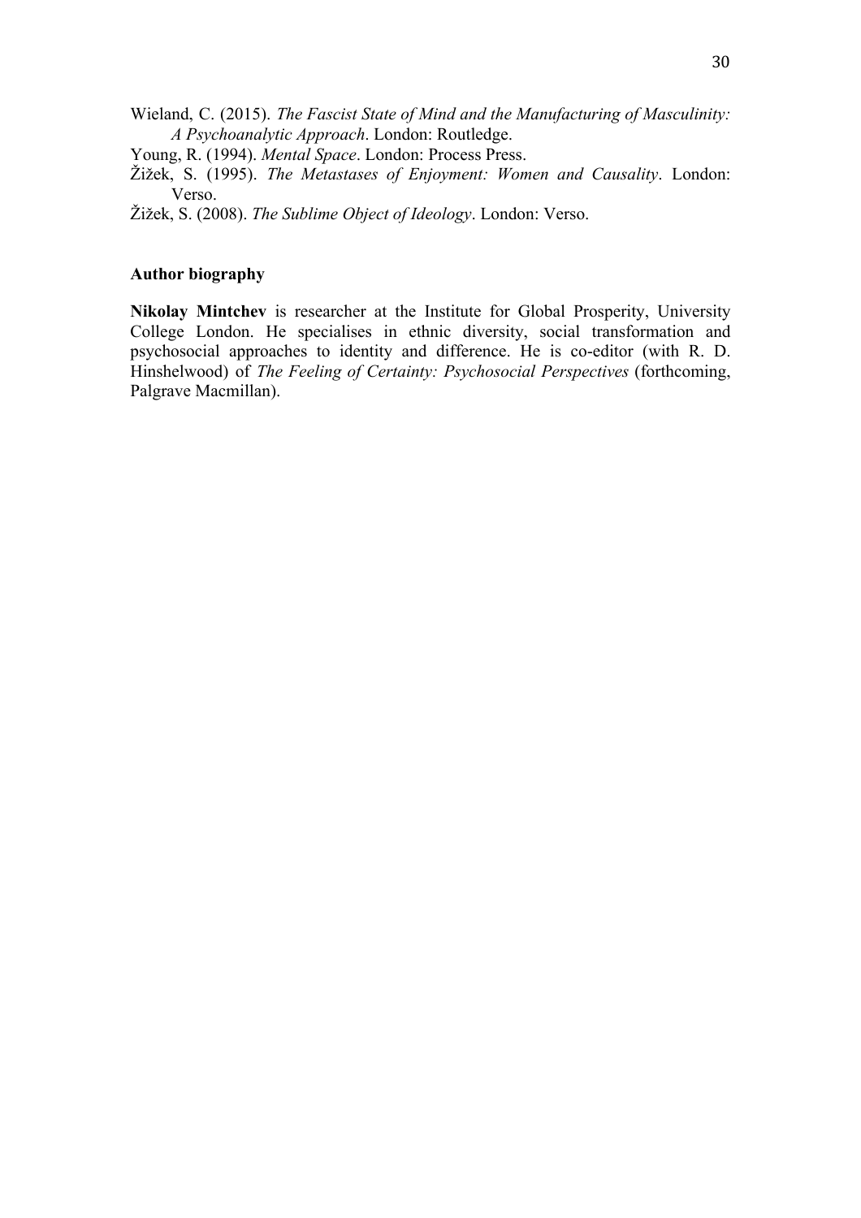Wieland, C. (2015). *The Fascist State of Mind and the Manufacturing of Masculinity: A Psychoanalytic Approach*. London: Routledge.

Young, R. (1994). *Mental Space*. London: Process Press.

Žižek, S. (1995). *The Metastases of Enjoyment: Women and Causality*. London: Verso.

Žižek, S. (2008). *The Sublime Object of Ideology*. London: Verso.

## Author biography

**Nikolay Mintchev** is researcher at the Institute for Global Prosperity, University College London. He specialises in ethnic diversity, social transformation and psychosocial approaches to identity and difference. He is co-editor (with R. D. Hinshelwood) of *The Feeling of Certainty: Psychosocial Perspectives* (forthcoming, Palgrave Macmillan).